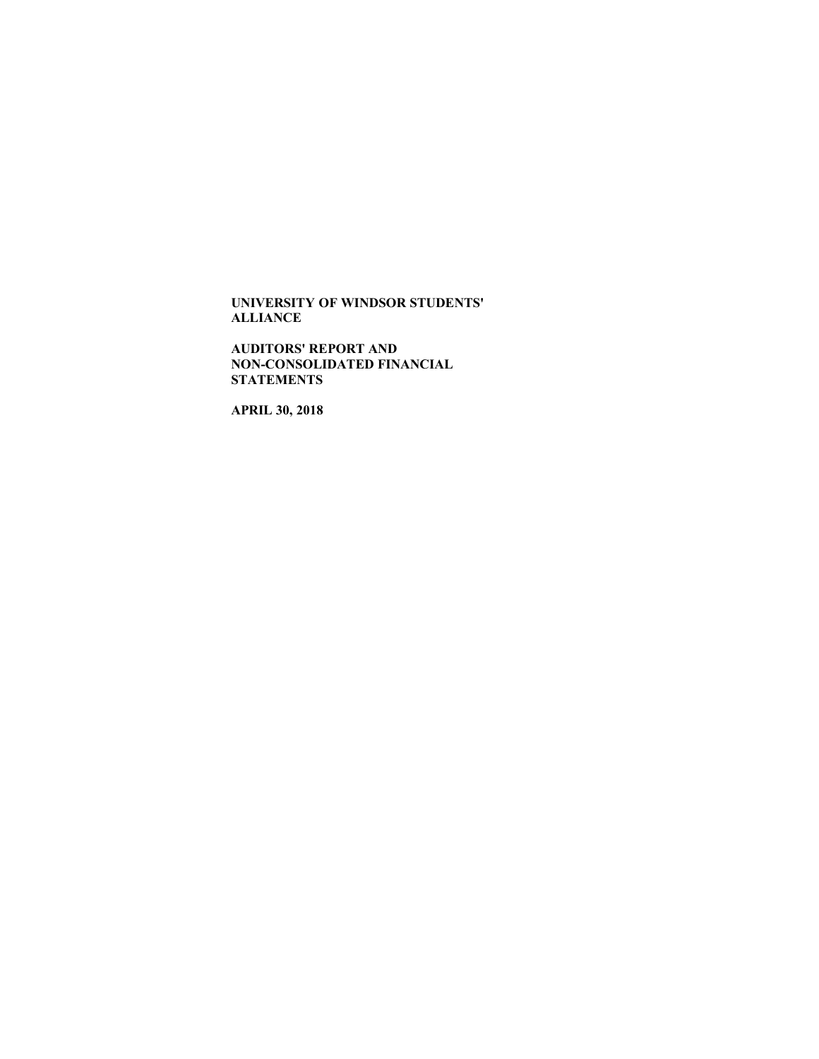**UNIVERSITY OF WINDSOR STUDENTS' ALLIANCE**

**AUDITORS' REPORT AND NON-CONSOLIDATED FINANCIAL STATEMENTS**

**APRIL 30, 2018**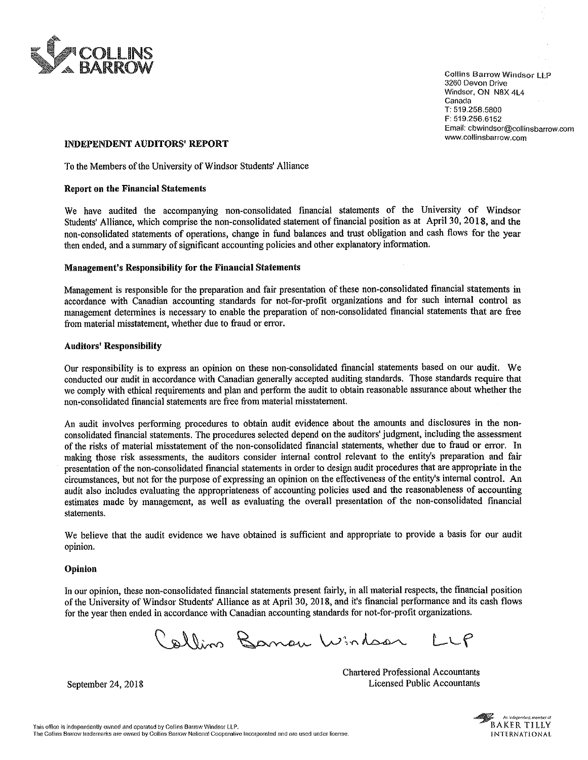COLLINS BARROW

Collins Barrow Windsor LLP
3260 Devon Drive
Windsor, ON N8X 4L4
Canada
T: 519.258.5800
F: 519.256.6152
Email: cbwindsor@collinsbarrow.com
www.collinsbarrow.com

# INDEPENDENT AUDITORS' REPORT

To the Members of the University of Windsor Students' Alliance

## Report on the Financial Statements

We have audited the accompanying non-consolidated financial statements of the University of Windsor Students' Alliance, which comprise the non-consolidated statement of financial position as at April 30, 2018, and the non-consolidated statements of operations, change in fund balances and trust obligation and cash flows for the year then ended, and a summary of significant accounting policies and other explanatory information.

## Management's Responsibility for the Financial Statements

Management is responsible for the preparation and fair presentation of these non-consolidated financial statements in accordance with Canadian accounting standards for not-for-profit organizations and for such internal control as management determines is necessary to enable the preparation of non-consolidated financial statements that are free from material misstatement, whether due to fraud or error.

## Auditors' Responsibility

Our responsibility is to express an opinion on these non-consolidated financial statements based on our audit. We conducted our audit in accordance with Canadian generally accepted auditing standards. Those standards require that we comply with ethical requirements and plan and perform the audit to obtain reasonable assurance about whether the non-consolidated financial statements are free from material misstatement.

An audit involves performing procedures to obtain audit evidence about the amounts and disclosures in the non-consolidated financial statements. The procedures selected depend on the auditors' judgment, including the assessment of the risks of material misstatement of the non-consolidated financial statements, whether due to fraud or error. In making those risk assessments, the auditors consider internal control relevant to the entity's preparation and fair presentation of the non-consolidated financial statements in order to design audit procedures that are appropriate in the circumstances, but not for the purpose of expressing an opinion on the effectiveness of the entity's internal control. An audit also includes evaluating the appropriateness of accounting policies used and the reasonableness of accounting estimates made by management, as well as evaluating the overall presentation of the non-consolidated financial statements.

We believe that the audit evidence we have obtained is sufficient and appropriate to provide a basis for our audit opinion.

## Opinion

In our opinion, these non-consolidated financial statements present fairly, in all material respects, the financial position of the University of Windsor Students' Alliance as at April 30, 2018, and it's financial performance and its cash flows for the year then ended in accordance with Canadian accounting standards for not-for-profit organizations.

Collins Barrow Windsor LLP

September 24, 2018

Chartered Professional Accountants
Licensed Public Accountants

This office is independently owned and operated by Collins Barrow Windsor LLP.
The Collins Barrow trademarks are owned by Collins Barrow National Cooperative Incorporated and are used under license.

An independent member of BAKER TILLY INTERNATIONAL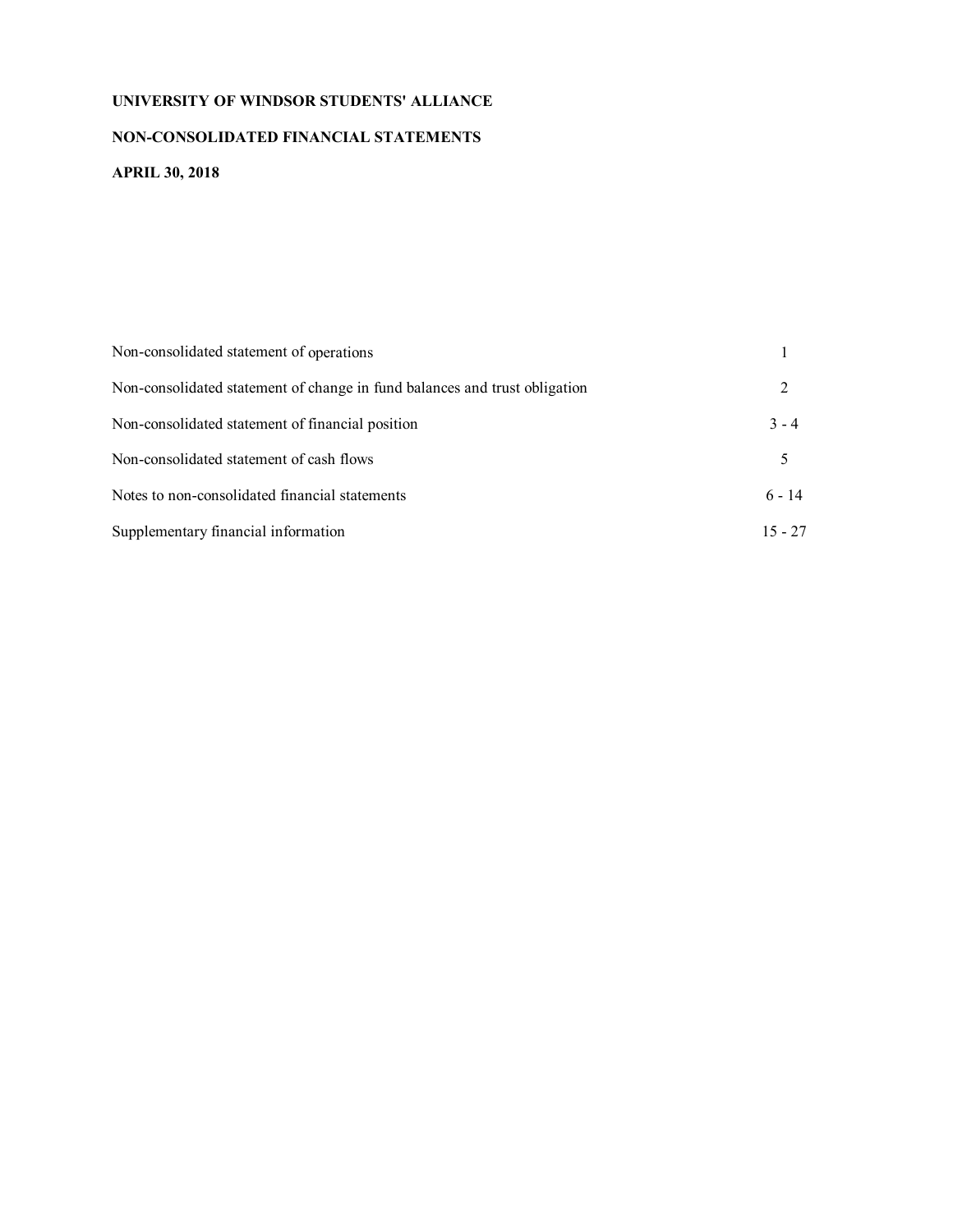**UNIVERSITY OF WINDSOR STUDENTS' ALLIANCE**

**NON-CONSOLIDATED FINANCIAL STATEMENTS**

**APRIL 30, 2018**

| | |
|---|---|
| Non-consolidated statement of operations | 1 |
| Non-consolidated statement of change in fund balances and trust obligation | 2 |
| Non-consolidated statement of financial position | 3 - 4 |
| Non-consolidated statement of cash flows | 5 |
| Notes to non-consolidated financial statements | 6 - 14 |
| Supplementary financial information | 15 - 27 |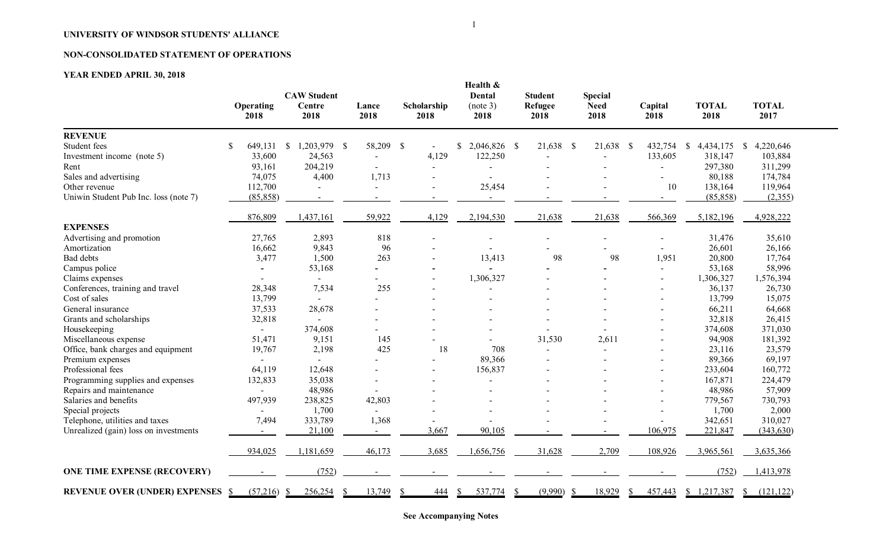**UNIVERSITY OF WINDSOR STUDENTS' ALLIANCE**

**NON-CONSOLIDATED STATEMENT OF OPERATIONS**

**YEAR ENDED APRIL 30, 2018**

| | Operating 2018 | CAW Student Centre 2018 | Lance 2018 | Scholarship 2018 | Health & Dental (note 3) 2018 | Student Refugee 2018 | Special Need 2018 | Capital 2018 | TOTAL 2018 | TOTAL 2017 |
|---|---|---|---|---|---|---|---|---|---|---|
| **REVENUE** | | | | | | | | | | |
| Student fees | $ 649,131 | $ 1,203,979 | $ 58,209 | $ - | $ 2,046,826 | $ 21,638 | $ 21,638 | $ 432,754 | $ 4,434,175 | $ 4,220,646 |
| Investment income (note 5) | 33,600 | 24,563 | - | 4,129 | 122,250 | - | - | 133,605 | 318,147 | 103,884 |
| Rent | 93,161 | 204,219 | - | - | - | - | - | - | 297,380 | 311,299 |
| Sales and advertising | 74,075 | 4,400 | 1,713 | - | - | - | - | - | 80,188 | 174,784 |
| Other revenue | 112,700 | - | - | - | 25,454 | - | - | 10 | 138,164 | 119,964 |
| Uniwin Student Pub Inc. loss (note 7) | (85,858) | - | - | - | - | - | - | - | (85,858) | (2,355) |
| | 876,809 | 1,437,161 | 59,922 | 4,129 | 2,194,530 | 21,638 | 21,638 | 566,369 | 5,182,196 | 4,928,222 |
| **EXPENSES** | | | | | | | | | | |
| Advertising and promotion | 27,765 | 2,893 | 818 | - | - | - | - | - | 31,476 | 35,610 |
| Amortization | 16,662 | 9,843 | 96 | - | - | - | - | - | 26,601 | 26,166 |
| Bad debts | 3,477 | 1,500 | 263 | - | 13,413 | 98 | 98 | 1,951 | 20,800 | 17,764 |
| Campus police | - | 53,168 | - | - | - | - | - | - | 53,168 | 58,996 |
| Claims expenses | - | - | - | - | 1,306,327 | - | - | - | 1,306,327 | 1,576,394 |
| Conferences, training and travel | 28,348 | 7,534 | 255 | - | - | - | - | - | 36,137 | 26,730 |
| Cost of sales | 13,799 | - | - | - | - | - | - | - | 13,799 | 15,075 |
| General insurance | 37,533 | 28,678 | - | - | - | - | - | - | 66,211 | 64,668 |
| Grants and scholarships | 32,818 | - | - | - | - | - | - | - | 32,818 | 26,415 |
| Housekeeping | - | 374,608 | - | - | - | - | - | - | 374,608 | 371,030 |
| Miscellaneous expense | 51,471 | 9,151 | 145 | - | - | 31,530 | 2,611 | - | 94,908 | 181,392 |
| Office, bank charges and equipment | 19,767 | 2,198 | 425 | 18 | 708 | - | - | - | 23,116 | 23,579 |
| Premium expenses | - | - | - | - | 89,366 | - | - | - | 89,366 | 69,197 |
| Professional fees | 64,119 | 12,648 | - | - | 156,837 | - | - | - | 233,604 | 160,772 |
| Programming supplies and expenses | 132,833 | 35,038 | - | - | - | - | - | - | 167,871 | 224,479 |
| Repairs and maintenance | - | 48,986 | - | - | - | - | - | - | 48,986 | 57,909 |
| Salaries and benefits | 497,939 | 238,825 | 42,803 | - | - | - | - | - | 779,567 | 730,793 |
| Special projects | - | 1,700 | - | - | - | - | - | - | 1,700 | 2,000 |
| Telephone, utilities and taxes | 7,494 | 333,789 | 1,368 | - | - | - | - | - | 342,651 | 310,027 |
| Unrealized (gain) loss on investments | - | 21,100 | - | 3,667 | 90,105 | - | - | 106,975 | 221,847 | (343,630) |
| | 934,025 | 1,181,659 | 46,173 | 3,685 | 1,656,756 | 31,628 | 2,709 | 108,926 | 3,965,561 | 3,635,366 |
| **ONE TIME EXPENSE (RECOVERY)** | - | (752) | - | - | - | - | - | - | (752) | 1,413,978 |
| **REVENUE OVER (UNDER) EXPENSES** | $ (57,216) | $ 256,254 | $ 13,749 | $ 444 | $ 537,774 | $ (9,990) | $ 18,929 | $ 457,443 | $ 1,217,387 | $ (121,122) |

**See Accompanying Notes**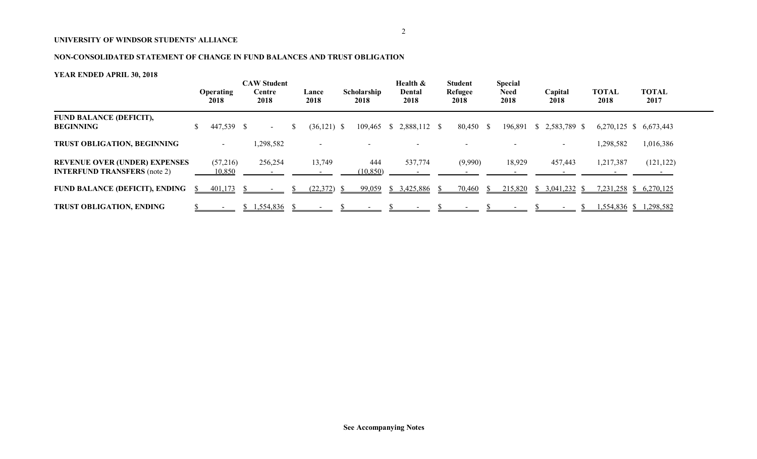**UNIVERSITY OF WINDSOR STUDENTS' ALLIANCE**

**NON-CONSOLIDATED STATEMENT OF CHANGE IN FUND BALANCES AND TRUST OBLIGATION**

**YEAR ENDED APRIL 30, 2018**

| | Operating 2018 | CAW Student Centre 2018 | Lance 2018 | Scholarship 2018 | Health & Dental 2018 | Student Refugee 2018 | Special Need 2018 | Capital 2018 | TOTAL 2018 | TOTAL 2017 |
|---|---|---|---|---|---|---|---|---|---|---|
| **FUND BALANCE (DEFICIT), BEGINNING** | $ 447,539 | $ - | $ (36,121) | $ 109,465 | $ 2,888,112 | $ 80,450 | $ 196,891 | $ 2,583,789 | $ 6,270,125 | $ 6,673,443 |
| **TRUST OBLIGATION, BEGINNING** | - | 1,298,582 | - | - | - | - | - | - | 1,298,582 | 1,016,386 |
| **REVENUE OVER (UNDER) EXPENSES** | (57,216) | 256,254 | 13,749 | 444 | 537,774 | (9,990) | 18,929 | 457,443 | 1,217,387 | (121,122) |
| **INTERFUND TRANSFERS** (note 2) | 10,850 | - | - | (10,850) | - | - | - | - | - | - |
| **FUND BALANCE (DEFICIT), ENDING** | $ 401,173 | $ - | $ (22,372) | $ 99,059 | $ 3,425,886 | $ 70,460 | $ 215,820 | $ 3,041,232 | $ 7,231,258 | $ 6,270,125 |
| **TRUST OBLIGATION, ENDING** | $ - | $ 1,554,836 | $ - | $ - | $ - | $ - | $ - | $ - | $ 1,554,836 | $ 1,298,582 |

**See Accompanying Notes**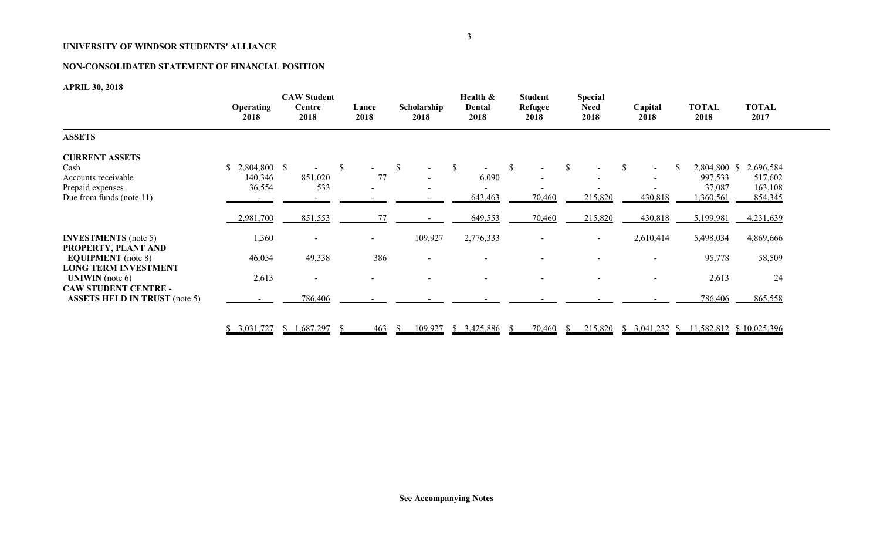**UNIVERSITY OF WINDSOR STUDENTS' ALLIANCE**

**NON-CONSOLIDATED STATEMENT OF FINANCIAL POSITION**

**APRIL 30, 2018**

| | Operating 2018 | CAW Student Centre 2018 | Lance 2018 | Scholarship 2018 | Health & Dental 2018 | Student Refugee 2018 | Special Need 2018 | Capital 2018 | TOTAL 2018 | TOTAL 2017 |
|---|---|---|---|---|---|---|---|---|---|---|
| **ASSETS** | | | | | | | | | | |
| **CURRENT ASSETS** | | | | | | | | | | |
| Cash | $ 2,804,800 | $ - | $ - | $ - | $ - | $ - | $ - | $ - | $ 2,804,800 | $ 2,696,584 |
| Accounts receivable | 140,346 | 851,020 | 77 | - | 6,090 | - | - | - | 997,533 | 517,602 |
| Prepaid expenses | 36,554 | 533 | - | - | - | - | - | - | 37,087 | 163,108 |
| Due from funds (note 11) | - | - | - | - | 643,463 | 70,460 | 215,820 | 430,818 | 1,360,561 | 854,345 |
| | 2,981,700 | 851,553 | 77 | - | 649,553 | 70,460 | 215,820 | 430,818 | 5,199,981 | 4,231,639 |
| **INVESTMENTS** (note 5) | 1,360 | - | - | 109,927 | 2,776,333 | - | - | 2,610,414 | 5,498,034 | 4,869,666 |
| **PROPERTY, PLANT AND EQUIPMENT** (note 8) | 46,054 | 49,338 | 386 | - | - | - | - | - | 95,778 | 58,509 |
| **LONG TERM INVESTMENT UNIWIN** (note 6) | 2,613 | - | - | - | - | - | - | - | 2,613 | 24 |
| **CAW STUDENT CENTRE - ASSETS HELD IN TRUST** (note 5) | - | 786,406 | - | - | - | - | - | - | 786,406 | 865,558 |
| | $ 3,031,727 | $ 1,687,297 | $ 463 | $ 109,927 | $ 3,425,886 | $ 70,460 | $ 215,820 | $ 3,041,232 | $ 11,582,812 | $ 10,025,396 |

**See Accompanying Notes**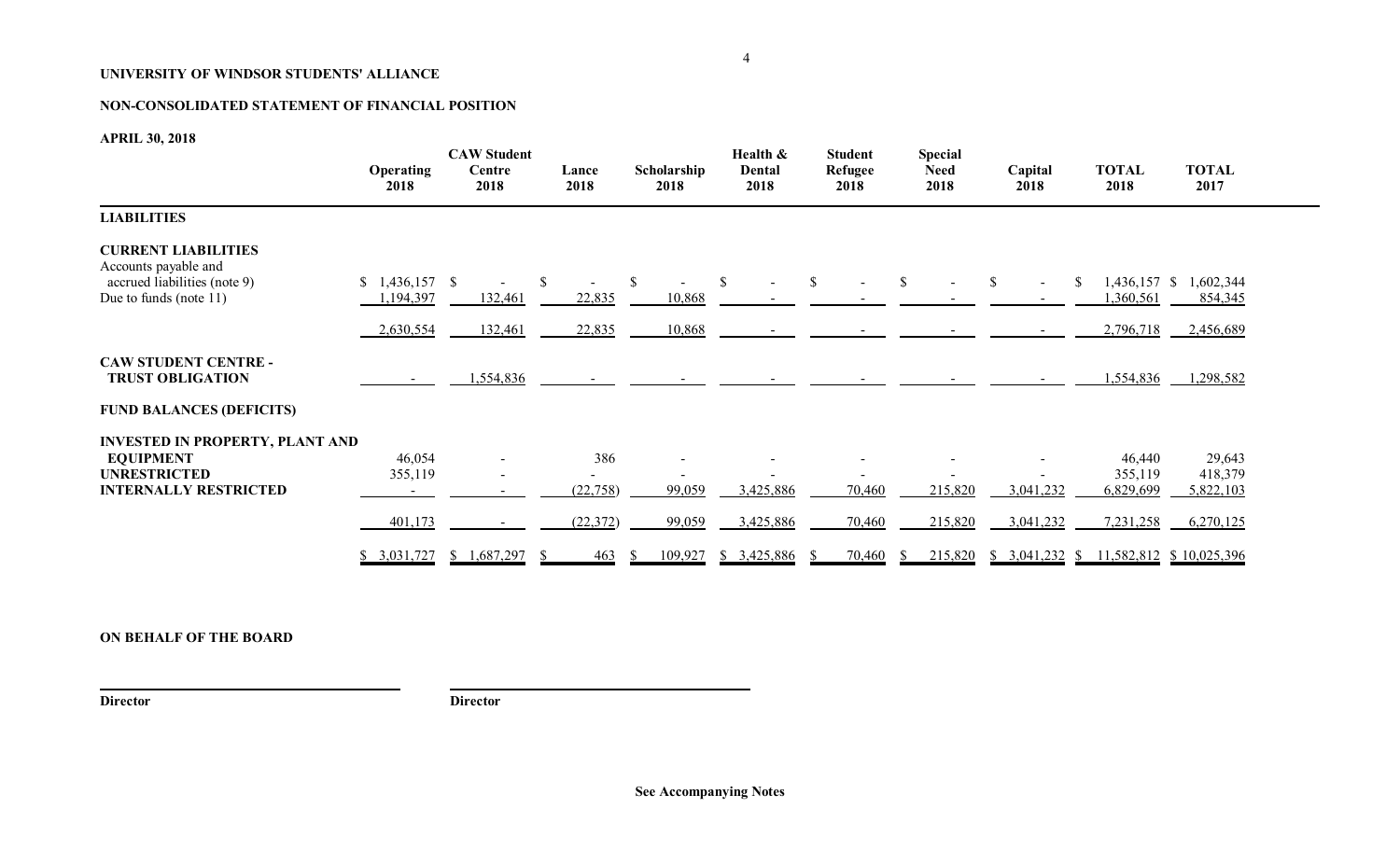**UNIVERSITY OF WINDSOR STUDENTS' ALLIANCE**

**NON-CONSOLIDATED STATEMENT OF FINANCIAL POSITION**

**APRIL 30, 2018**

| | Operating 2018 | CAW Student Centre 2018 | Lance 2018 | Scholarship 2018 | Health & Dental 2018 | Student Refugee 2018 | Special Need 2018 | Capital 2018 | TOTAL 2018 | TOTAL 2017 |
|---|---|---|---|---|---|---|---|---|---|---|
| **LIABILITIES** | | | | | | | | | | |
| **CURRENT LIABILITIES** | | | | | | | | | | |
| Accounts payable and accrued liabilities (note 9) | $ 1,436,157 | $ - | $ - | $ - | $ - | $ - | $ - | $ - | $ 1,436,157 | $ 1,602,344 |
| Due to funds (note 11) | 1,194,397 | 132,461 | 22,835 | 10,868 | - | - | - | - | 1,360,561 | 854,345 |
| | 2,630,554 | 132,461 | 22,835 | 10,868 | - | - | - | - | 2,796,718 | 2,456,689 |
| **CAW STUDENT CENTRE - TRUST OBLIGATION** | - | 1,554,836 | - | - | - | - | - | - | 1,554,836 | 1,298,582 |
| **FUND BALANCES (DEFICITS)** | | | | | | | | | | |
| **INVESTED IN PROPERTY, PLANT AND EQUIPMENT** | 46,054 | - | 386 | - | - | - | - | - | 46,440 | 29,643 |
| **UNRESTRICTED** | 355,119 | - | - | - | - | - | - | - | 355,119 | 418,379 |
| **INTERNALLY RESTRICTED** | - | - | (22,758) | 99,059 | 3,425,886 | 70,460 | 215,820 | 3,041,232 | 6,829,699 | 5,822,103 |
| | 401,173 | - | (22,372) | 99,059 | 3,425,886 | 70,460 | 215,820 | 3,041,232 | 7,231,258 | 6,270,125 |
| | $ 3,031,727 | $ 1,687,297 | $ 463 | $ 109,927 | $ 3,425,886 | $ 70,460 | $ 215,820 | $ 3,041,232 | $ 11,582,812 | $ 10,025,396 |

**ON BEHALF OF THE BOARD**

**Director** **Director**

**See Accompanying Notes**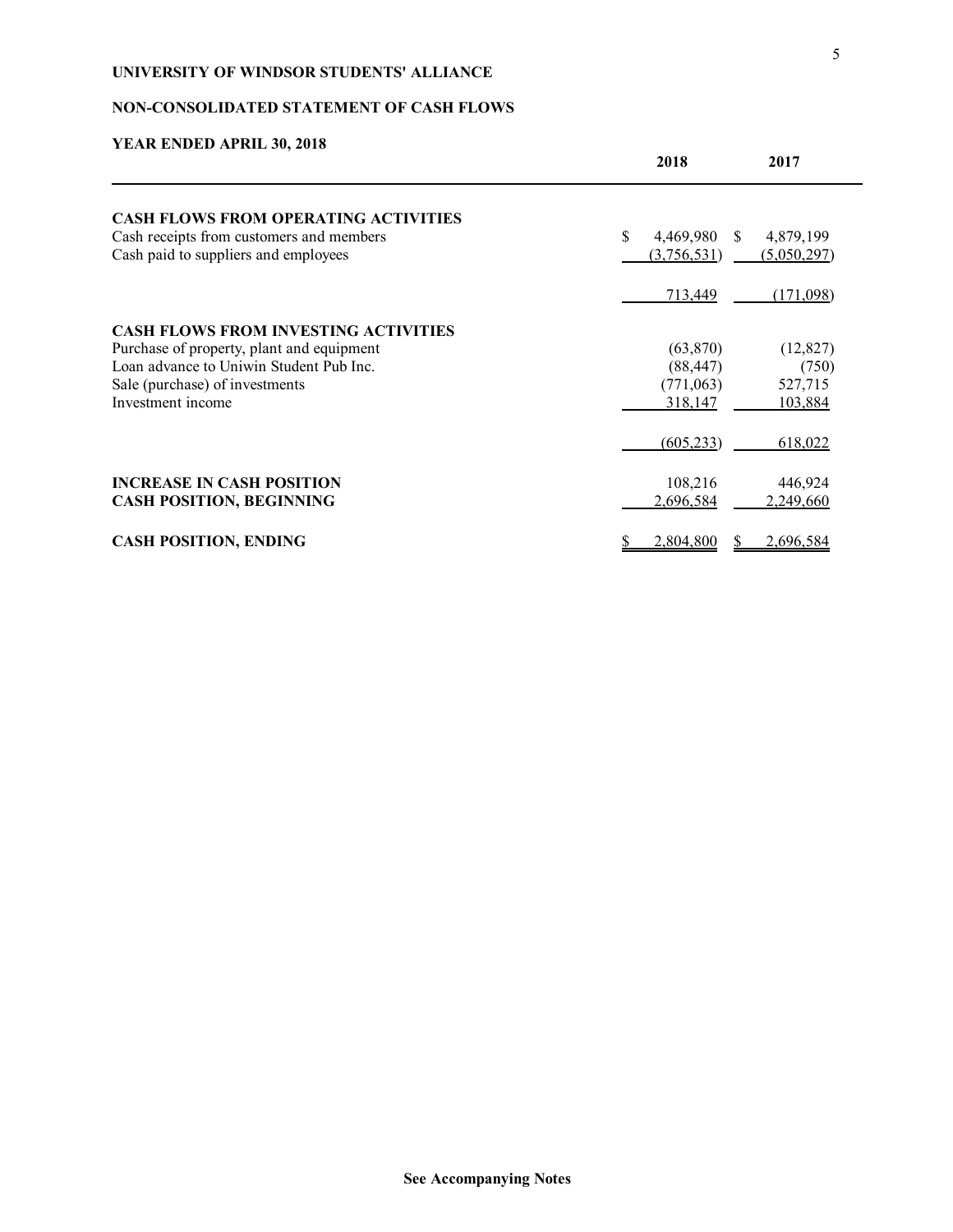**UNIVERSITY OF WINDSOR STUDENTS' ALLIANCE**

**NON-CONSOLIDATED STATEMENT OF CASH FLOWS**

**YEAR ENDED APRIL 30, 2018**

| | 2018 | 2017 |
|---|---|---|
| **CASH FLOWS FROM OPERATING ACTIVITIES** | | |
| Cash receipts from customers and members | $ 4,469,980 | $ 4,879,199 |
| Cash paid to suppliers and employees | (3,756,531) | (5,050,297) |
| | 713,449 | (171,098) |
| **CASH FLOWS FROM INVESTING ACTIVITIES** | | |
| Purchase of property, plant and equipment | (63,870) | (12,827) |
| Loan advance to Uniwin Student Pub Inc. | (88,447) | (750) |
| Sale (purchase) of investments | (771,063) | 527,715 |
| Investment income | 318,147 | 103,884 |
| | (605,233) | 618,022 |
| **INCREASE IN CASH POSITION** | 108,216 | 446,924 |
| **CASH POSITION, BEGINNING** | 2,696,584 | 2,249,660 |
| **CASH POSITION, ENDING** | $ 2,804,800 | $ 2,696,584 |

**See Accompanying Notes**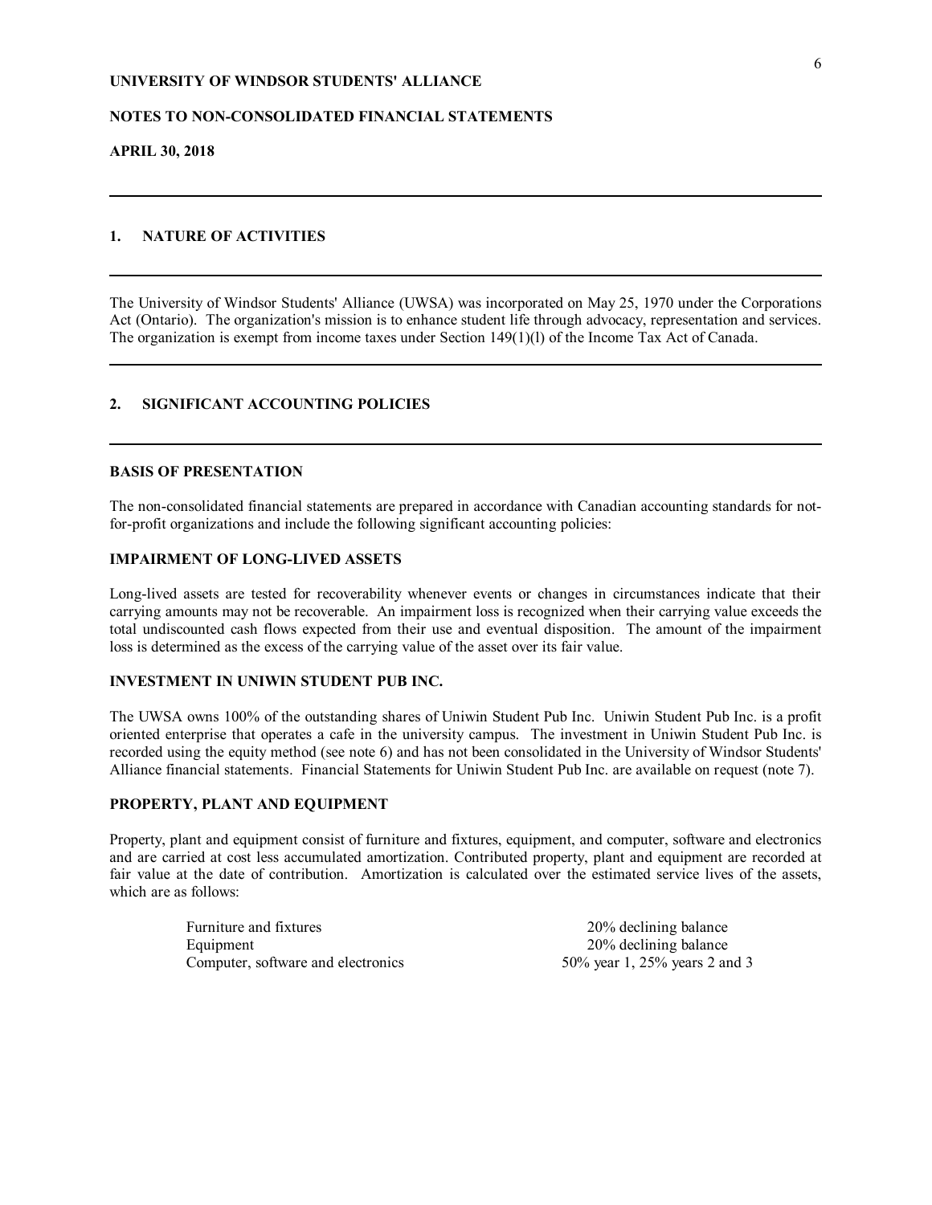**UNIVERSITY OF WINDSOR STUDENTS' ALLIANCE**

**NOTES TO NON-CONSOLIDATED FINANCIAL STATEMENTS**

**APRIL 30, 2018**

## 1. NATURE OF ACTIVITIES

The University of Windsor Students' Alliance (UWSA) was incorporated on May 25, 1970 under the Corporations Act (Ontario). The organization's mission is to enhance student life through advocacy, representation and services. The organization is exempt from income taxes under Section 149(1)(l) of the Income Tax Act of Canada.

## 2. SIGNIFICANT ACCOUNTING POLICIES

### BASIS OF PRESENTATION

The non-consolidated financial statements are prepared in accordance with Canadian accounting standards for not-for-profit organizations and include the following significant accounting policies:

### IMPAIRMENT OF LONG-LIVED ASSETS

Long-lived assets are tested for recoverability whenever events or changes in circumstances indicate that their carrying amounts may not be recoverable. An impairment loss is recognized when their carrying value exceeds the total undiscounted cash flows expected from their use and eventual disposition. The amount of the impairment loss is determined as the excess of the carrying value of the asset over its fair value.

### INVESTMENT IN UNIWIN STUDENT PUB INC.

The UWSA owns 100% of the outstanding shares of Uniwin Student Pub Inc. Uniwin Student Pub Inc. is a profit oriented enterprise that operates a cafe in the university campus. The investment in Uniwin Student Pub Inc. is recorded using the equity method (see note 6) and has not been consolidated in the University of Windsor Students' Alliance financial statements. Financial Statements for Uniwin Student Pub Inc. are available on request (note 7).

### PROPERTY, PLANT AND EQUIPMENT

Property, plant and equipment consist of furniture and fixtures, equipment, and computer, software and electronics and are carried at cost less accumulated amortization. Contributed property, plant and equipment are recorded at fair value at the date of contribution. Amortization is calculated over the estimated service lives of the assets, which are as follows:

| | |
|---|---|
| Furniture and fixtures | 20% declining balance |
| Equipment | 20% declining balance |
| Computer, software and electronics | 50% year 1, 25% years 2 and 3 |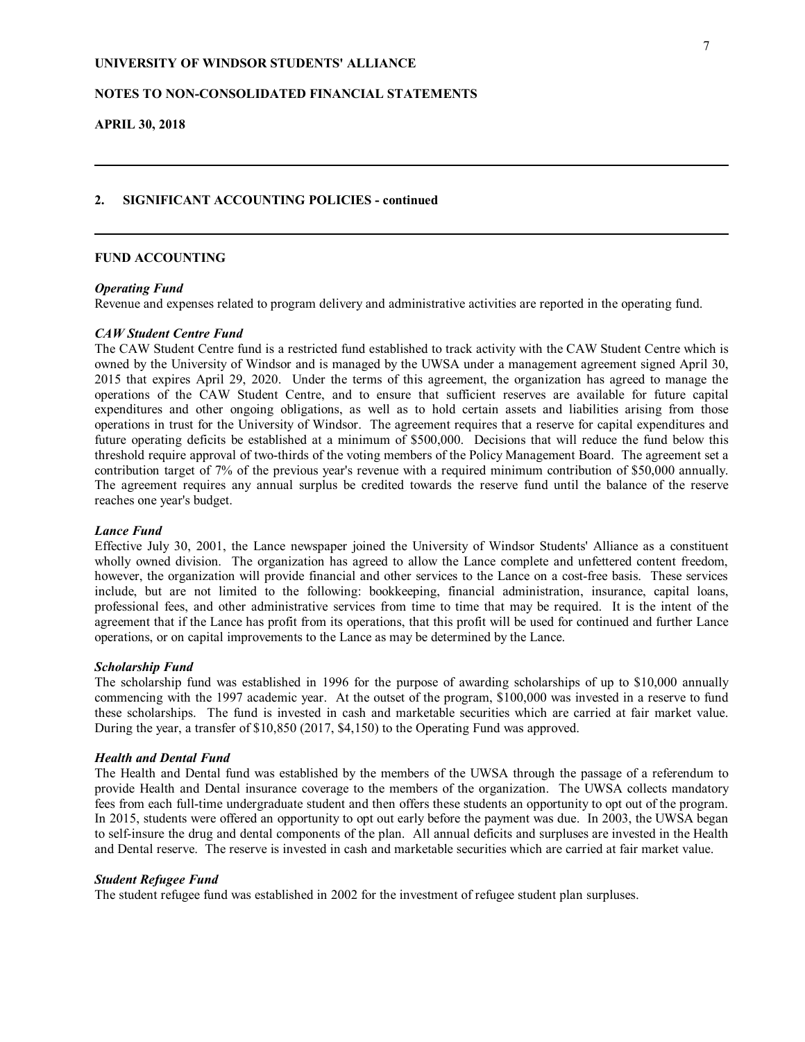## 2. SIGNIFICANT ACCOUNTING POLICIES - continued

### FUND ACCOUNTING

***Operating Fund***

Revenue and expenses related to program delivery and administrative activities are reported in the operating fund.

***CAW Student Centre Fund***

The CAW Student Centre fund is a restricted fund established to track activity with the CAW Student Centre which is owned by the University of Windsor and is managed by the UWSA under a management agreement signed April 30, 2015 that expires April 29, 2020. Under the terms of this agreement, the organization has agreed to manage the operations of the CAW Student Centre, and to ensure that sufficient reserves are available for future capital expenditures and other ongoing obligations, as well as to hold certain assets and liabilities arising from those operations in trust for the University of Windsor. The agreement requires that a reserve for capital expenditures and future operating deficits be established at a minimum of $500,000. Decisions that will reduce the fund below this threshold require approval of two-thirds of the voting members of the Policy Management Board. The agreement set a contribution target of 7% of the previous year's revenue with a required minimum contribution of $50,000 annually. The agreement requires any annual surplus be credited towards the reserve fund until the balance of the reserve reaches one year's budget.

***Lance Fund***

Effective July 30, 2001, the Lance newspaper joined the University of Windsor Students' Alliance as a constituent wholly owned division. The organization has agreed to allow the Lance complete and unfettered content freedom, however, the organization will provide financial and other services to the Lance on a cost-free basis. These services include, but are not limited to the following: bookkeeping, financial administration, insurance, capital loans, professional fees, and other administrative services from time to time that may be required. It is the intent of the agreement that if the Lance has profit from its operations, that this profit will be used for continued and further Lance operations, or on capital improvements to the Lance as may be determined by the Lance.

***Scholarship Fund***

The scholarship fund was established in 1996 for the purpose of awarding scholarships of up to $10,000 annually commencing with the 1997 academic year. At the outset of the program, $100,000 was invested in a reserve to fund these scholarships. The fund is invested in cash and marketable securities which are carried at fair market value. During the year, a transfer of $10,850 (2017, $4,150) to the Operating Fund was approved.

***Health and Dental Fund***

The Health and Dental fund was established by the members of the UWSA through the passage of a referendum to provide Health and Dental insurance coverage to the members of the organization. The UWSA collects mandatory fees from each full-time undergraduate student and then offers these students an opportunity to opt out of the program. In 2015, students were offered an opportunity to opt out early before the payment was due. In 2003, the UWSA began to self-insure the drug and dental components of the plan. All annual deficits and surpluses are invested in the Health and Dental reserve. The reserve is invested in cash and marketable securities which are carried at fair market value.

***Student Refugee Fund***

The student refugee fund was established in 2002 for the investment of refugee student plan surpluses.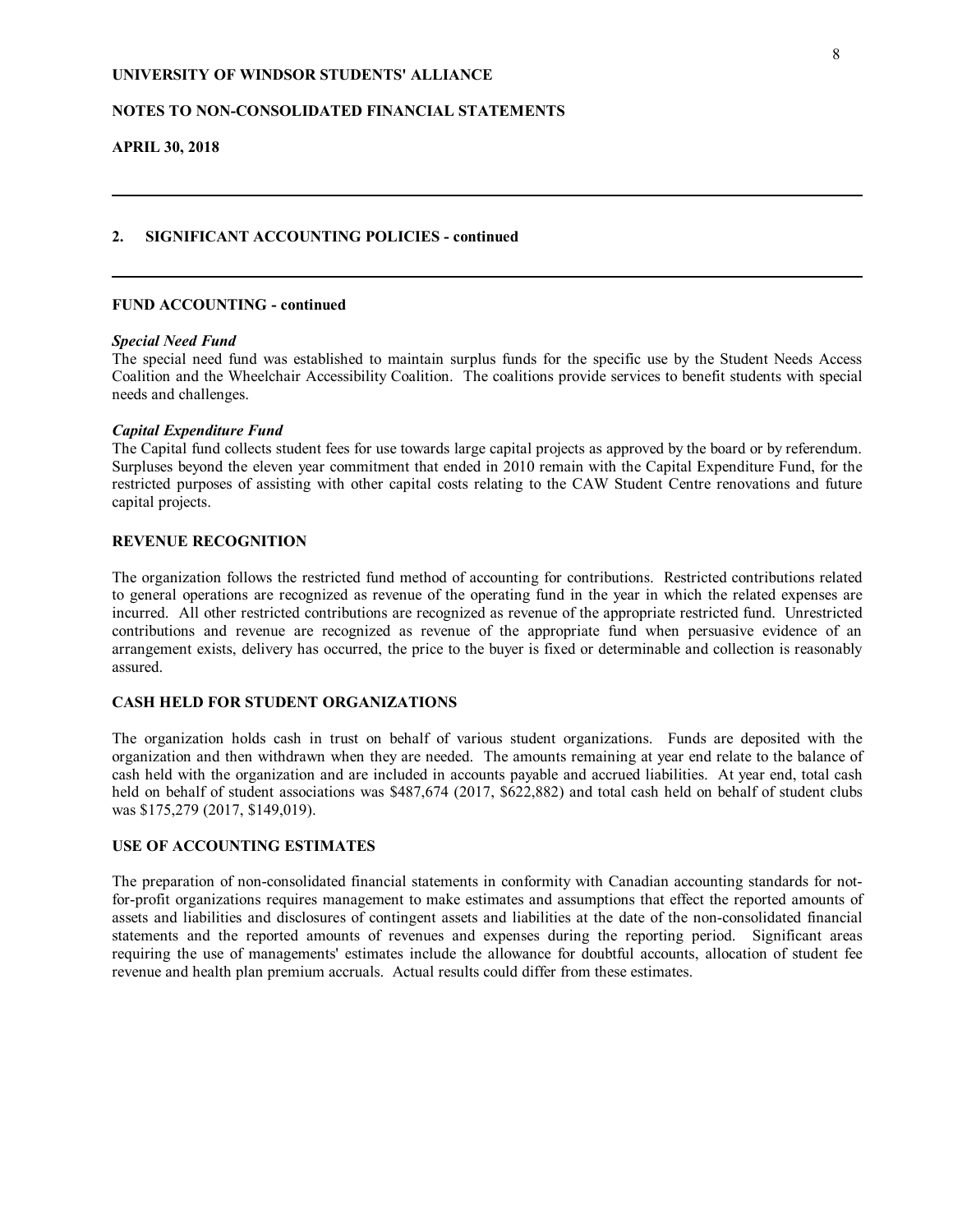## 2. SIGNIFICANT ACCOUNTING POLICIES - continued

### FUND ACCOUNTING - continued

***Special Need Fund***

The special need fund was established to maintain surplus funds for the specific use by the Student Needs Access Coalition and the Wheelchair Accessibility Coalition. The coalitions provide services to benefit students with special needs and challenges.

***Capital Expenditure Fund***

The Capital fund collects student fees for use towards large capital projects as approved by the board or by referendum. Surpluses beyond the eleven year commitment that ended in 2010 remain with the Capital Expenditure Fund, for the restricted purposes of assisting with other capital costs relating to the CAW Student Centre renovations and future capital projects.

### REVENUE RECOGNITION

The organization follows the restricted fund method of accounting for contributions. Restricted contributions related to general operations are recognized as revenue of the operating fund in the year in which the related expenses are incurred. All other restricted contributions are recognized as revenue of the appropriate restricted fund. Unrestricted contributions and revenue are recognized as revenue of the appropriate fund when persuasive evidence of an arrangement exists, delivery has occurred, the price to the buyer is fixed or determinable and collection is reasonably assured.

### CASH HELD FOR STUDENT ORGANIZATIONS

The organization holds cash in trust on behalf of various student organizations. Funds are deposited with the organization and then withdrawn when they are needed. The amounts remaining at year end relate to the balance of cash held with the organization and are included in accounts payable and accrued liabilities. At year end, total cash held on behalf of student associations was $487,674 (2017, $622,882) and total cash held on behalf of student clubs was $175,279 (2017, $149,019).

### USE OF ACCOUNTING ESTIMATES

The preparation of non-consolidated financial statements in conformity with Canadian accounting standards for not-for-profit organizations requires management to make estimates and assumptions that effect the reported amounts of assets and liabilities and disclosures of contingent assets and liabilities at the date of the non-consolidated financial statements and the reported amounts of revenues and expenses during the reporting period. Significant areas requiring the use of managements' estimates include the allowance for doubtful accounts, allocation of student fee revenue and health plan premium accruals. Actual results could differ from these estimates.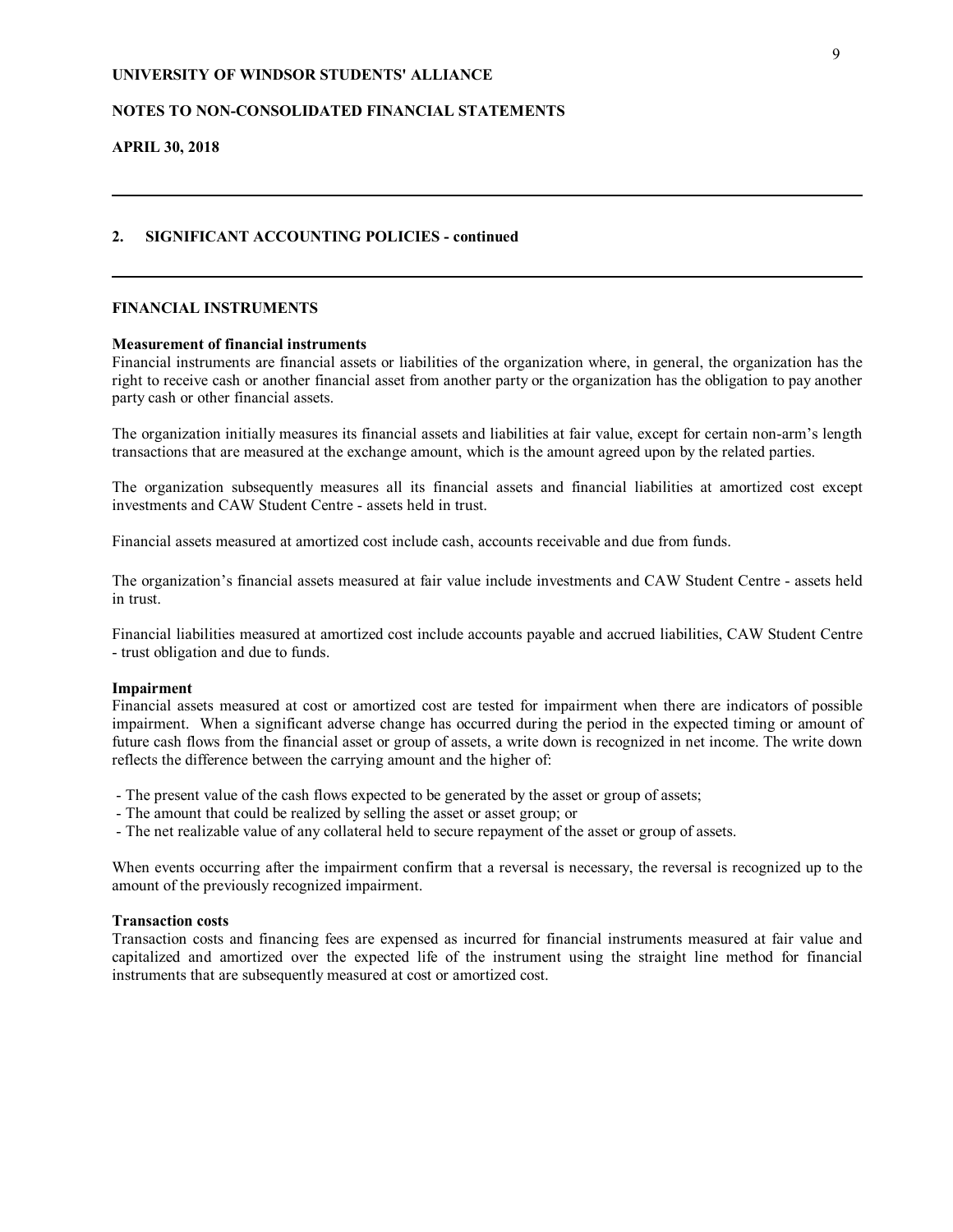## 2. SIGNIFICANT ACCOUNTING POLICIES - continued

### FINANCIAL INSTRUMENTS

**Measurement of financial instruments**

Financial instruments are financial assets or liabilities of the organization where, in general, the organization has the right to receive cash or another financial asset from another party or the organization has the obligation to pay another party cash or other financial assets.

The organization initially measures its financial assets and liabilities at fair value, except for certain non-arm's length transactions that are measured at the exchange amount, which is the amount agreed upon by the related parties.

The organization subsequently measures all its financial assets and financial liabilities at amortized cost except investments and CAW Student Centre - assets held in trust.

Financial assets measured at amortized cost include cash, accounts receivable and due from funds.

The organization's financial assets measured at fair value include investments and CAW Student Centre - assets held in trust.

Financial liabilities measured at amortized cost include accounts payable and accrued liabilities, CAW Student Centre - trust obligation and due to funds.

**Impairment**

Financial assets measured at cost or amortized cost are tested for impairment when there are indicators of possible impairment. When a significant adverse change has occurred during the period in the expected timing or amount of future cash flows from the financial asset or group of assets, a write down is recognized in net income. The write down reflects the difference between the carrying amount and the higher of:

- The present value of the cash flows expected to be generated by the asset or group of assets;
- The amount that could be realized by selling the asset or asset group; or
- The net realizable value of any collateral held to secure repayment of the asset or group of assets.

When events occurring after the impairment confirm that a reversal is necessary, the reversal is recognized up to the amount of the previously recognized impairment.

**Transaction costs**

Transaction costs and financing fees are expensed as incurred for financial instruments measured at fair value and capitalized and amortized over the expected life of the instrument using the straight line method for financial instruments that are subsequently measured at cost or amortized cost.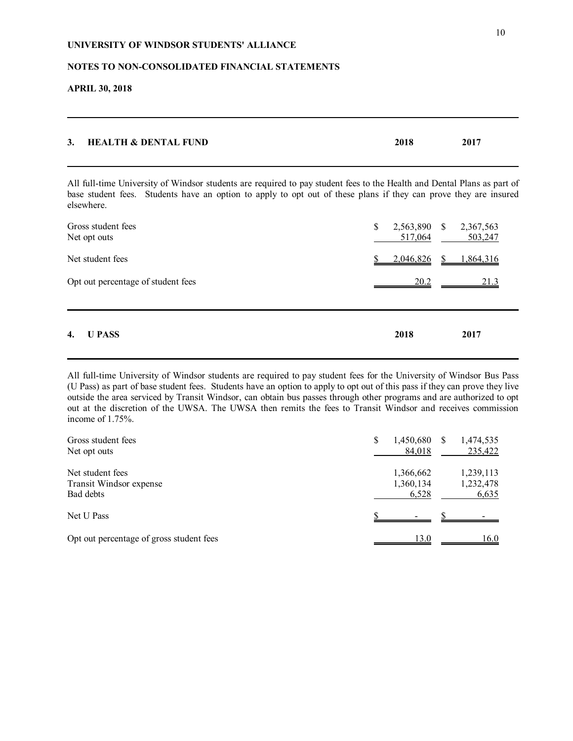**UNIVERSITY OF WINDSOR STUDENTS' ALLIANCE**

**NOTES TO NON-CONSOLIDATED FINANCIAL STATEMENTS**

**APRIL 30, 2018**

## 3. HEALTH & DENTAL FUND

All full-time University of Windsor students are required to pay student fees to the Health and Dental Plans as part of base student fees. Students have an option to apply to opt out of these plans if they can prove they are insured elsewhere.

| | 2018 | 2017 |
|---|---|---|
| Gross student fees | $ 2,563,890 | $ 2,367,563 |
| Net opt outs | 517,064 | 503,247 |
| Net student fees | $ 2,046,826 | $ 1,864,316 |
| Opt out percentage of student fees | 20.2 | 21.3 |

## 4. U PASS

All full-time University of Windsor students are required to pay student fees for the University of Windsor Bus Pass (U Pass) as part of base student fees. Students have an option to apply to opt out of this pass if they can prove they live outside the area serviced by Transit Windsor, can obtain bus passes through other programs and are authorized to opt out at the discretion of the UWSA. The UWSA then remits the fees to Transit Windsor and receives commission income of 1.75%.

| | 2018 | 2017 |
|---|---|---|
| Gross student fees | $ 1,450,680 | $ 1,474,535 |
| Net opt outs | 84,018 | 235,422 |
| Net student fees | 1,366,662 | 1,239,113 |
| Transit Windsor expense | 1,360,134 | 1,232,478 |
| Bad debts | 6,528 | 6,635 |
| Net U Pass | $ - | $ - |
| Opt out percentage of gross student fees | 13.0 | 16.0 |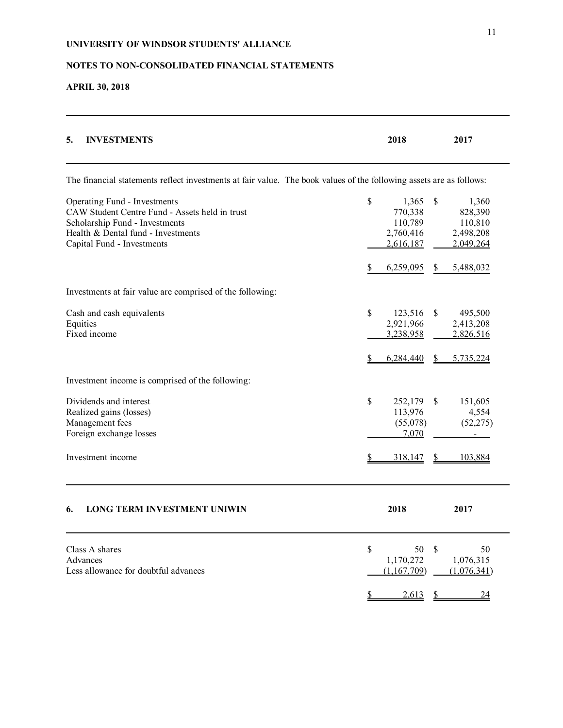**UNIVERSITY OF WINDSOR STUDENTS' ALLIANCE**

**NOTES TO NON-CONSOLIDATED FINANCIAL STATEMENTS**

**APRIL 30, 2018**

## 5. INVESTMENTS

The financial statements reflect investments at fair value. The book values of the following assets are as follows:

| | 2018 | 2017 |
|---|---|---|
| Operating Fund - Investments | $ 1,365 | $ 1,360 |
| CAW Student Centre Fund - Assets held in trust | 770,338 | 828,390 |
| Scholarship Fund - Investments | 110,789 | 110,810 |
| Health & Dental fund - Investments | 2,760,416 | 2,498,208 |
| Capital Fund - Investments | 2,616,187 | 2,049,264 |
| | $ 6,259,095 | $ 5,488,032 |

Investments at fair value are comprised of the following:

| | 2018 | 2017 |
|---|---|---|
| Cash and cash equivalents | $ 123,516 | $ 495,500 |
| Equities | 2,921,966 | 2,413,208 |
| Fixed income | 3,238,958 | 2,826,516 |
| | $ 6,284,440 | $ 5,735,224 |

Investment income is comprised of the following:

| | 2018 | 2017 |
|---|---|---|
| Dividends and interest | $ 252,179 | $ 151,605 |
| Realized gains (losses) | 113,976 | 4,554 |
| Management fees | (55,078) | (52,275) |
| Foreign exchange losses | 7,070 | - |
| Investment income | $ 318,147 | $ 103,884 |

## 6. LONG TERM INVESTMENT UNIWIN

| | 2018 | 2017 |
|---|---|---|
| Class A shares | $ 50 | $ 50 |
| Advances | 1,170,272 | 1,076,315 |
| Less allowance for doubtful advances | (1,167,709) | (1,076,341) |
| | $ 2,613 | $ 24 |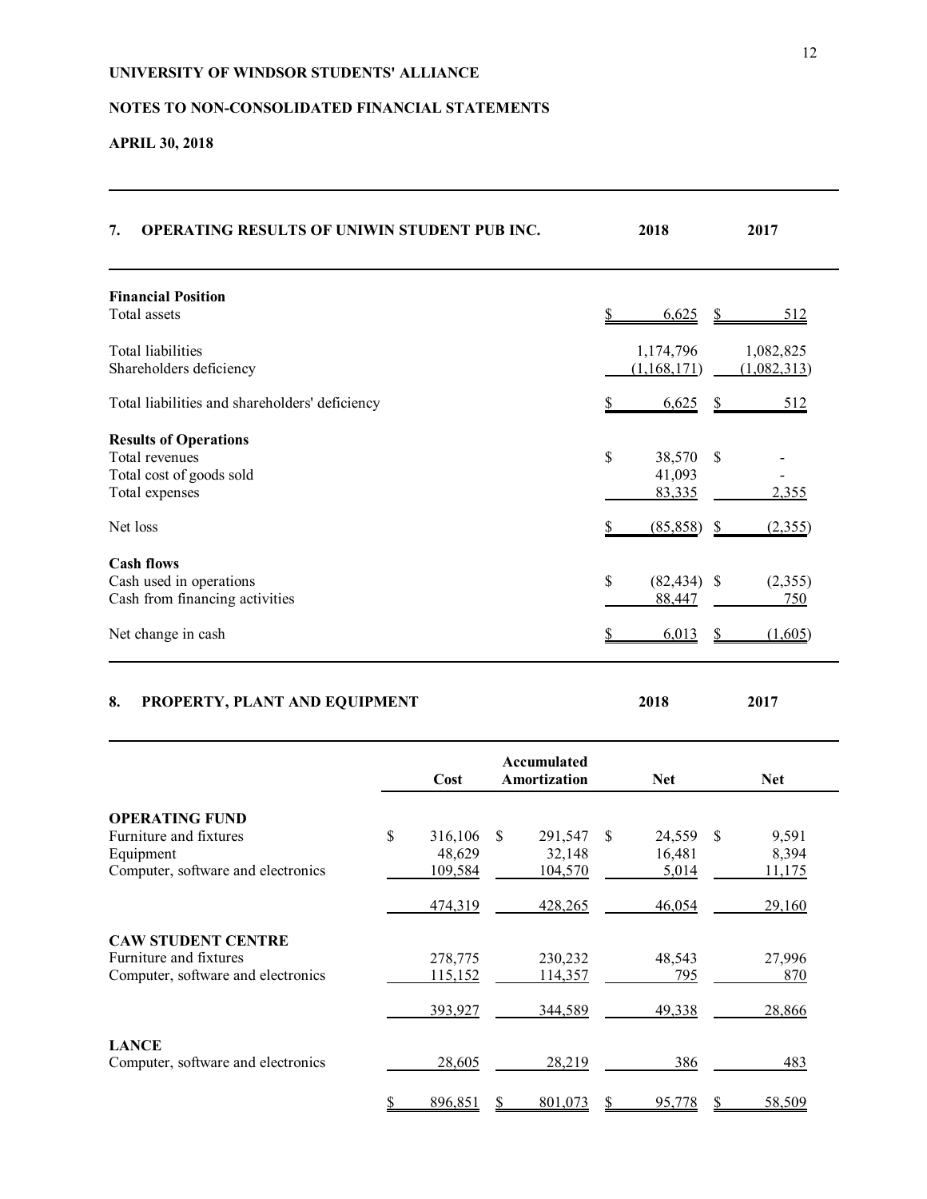**UNIVERSITY OF WINDSOR STUDENTS' ALLIANCE**

**NOTES TO NON-CONSOLIDATED FINANCIAL STATEMENTS**

**APRIL 30, 2018**

## 7. OPERATING RESULTS OF UNIWIN STUDENT PUB INC.

| | 2018 | 2017 |
|---|---|---|
| **Financial Position** | | |
| Total assets | $ 6,625 | $ 512 |
| Total liabilities | 1,174,796 | 1,082,825 |
| Shareholders deficiency | (1,168,171) | (1,082,313) |
| Total liabilities and shareholders' deficiency | $ 6,625 | $ 512 |
| **Results of Operations** | | |
| Total revenues | $ 38,570 | $ - |
| Total cost of goods sold | 41,093 | - |
| Total expenses | 83,335 | 2,355 |
| Net loss | $ (85,858) | $ (2,355) |
| **Cash flows** | | |
| Cash used in operations | $ (82,434) | $ (2,355) |
| Cash from financing activities | 88,447 | 750 |
| Net change in cash | $ 6,013 | $ (1,605) |

## 8. PROPERTY, PLANT AND EQUIPMENT

| | 2018 | | | 2017 |
|---|---|---|---|---|
| | Cost | Accumulated Amortization | Net | Net |
| **OPERATING FUND** | | | | |
| Furniture and fixtures | $ 316,106 | $ 291,547 | $ 24,559 | $ 9,591 |
| Equipment | 48,629 | 32,148 | 16,481 | 8,394 |
| Computer, software and electronics | 109,584 | 104,570 | 5,014 | 11,175 |
| | 474,319 | 428,265 | 46,054 | 29,160 |
| **CAW STUDENT CENTRE** | | | | |
| Furniture and fixtures | 278,775 | 230,232 | 48,543 | 27,996 |
| Computer, software and electronics | 115,152 | 114,357 | 795 | 870 |
| | 393,927 | 344,589 | 49,338 | 28,866 |
| **LANCE** | | | | |
| Computer, software and electronics | 28,605 | 28,219 | 386 | 483 |
| | $ 896,851 | $ 801,073 | $ 95,778 | $ 58,509 |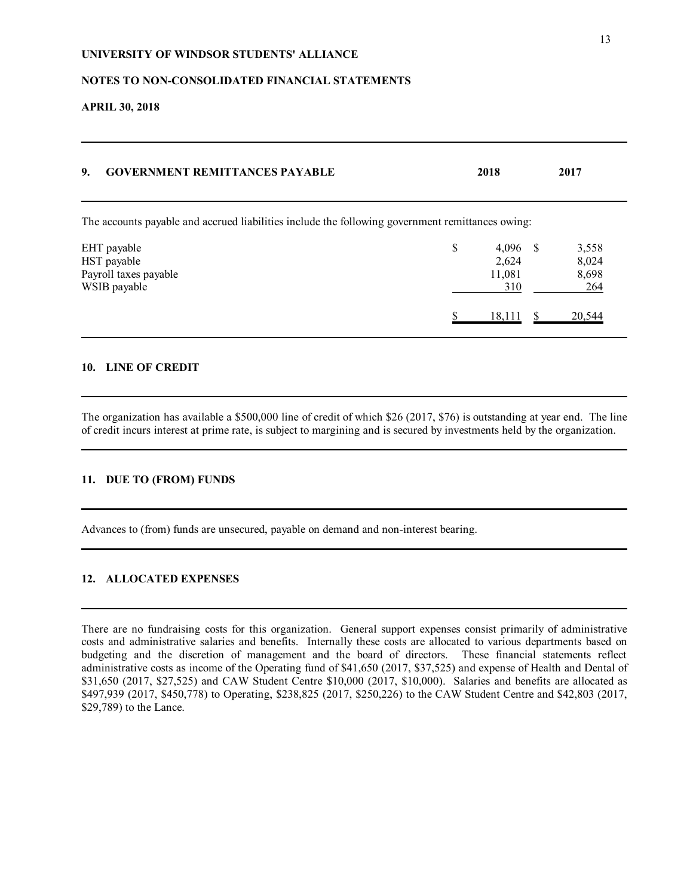**UNIVERSITY OF WINDSOR STUDENTS' ALLIANCE**

**NOTES TO NON-CONSOLIDATED FINANCIAL STATEMENTS**

**APRIL 30, 2018**

| **9. GOVERNMENT REMITTANCES PAYABLE** | **2018** | **2017** |
|---|---|---|

The accounts payable and accrued liabilities include the following government remittances owing:

| | 2018 | 2017 |
|---|---|---|
| EHT payable | $ 4,096 | $ 3,558 |
| HST payable | 2,624 | 8,024 |
| Payroll taxes payable | 11,081 | 8,698 |
| WSIB payable | 310 | 264 |
| | $ 18,111 | $ 20,544 |

## 10. LINE OF CREDIT

The organization has available a $500,000 line of credit of which $26 (2017, $76) is outstanding at year end. The line of credit incurs interest at prime rate, is subject to margining and is secured by investments held by the organization.

## 11. DUE TO (FROM) FUNDS

Advances to (from) funds are unsecured, payable on demand and non-interest bearing.

## 12. ALLOCATED EXPENSES

There are no fundraising costs for this organization. General support expenses consist primarily of administrative costs and administrative salaries and benefits. Internally these costs are allocated to various departments based on budgeting and the discretion of management and the board of directors. These financial statements reflect administrative costs as income of the Operating fund of $41,650 (2017, $37,525) and expense of Health and Dental of $31,650 (2017, $27,525) and CAW Student Centre $10,000 (2017, $10,000). Salaries and benefits are allocated as $497,939 (2017, $450,778) to Operating, $238,825 (2017, $250,226) to the CAW Student Centre and $42,803 (2017, $29,789) to the Lance.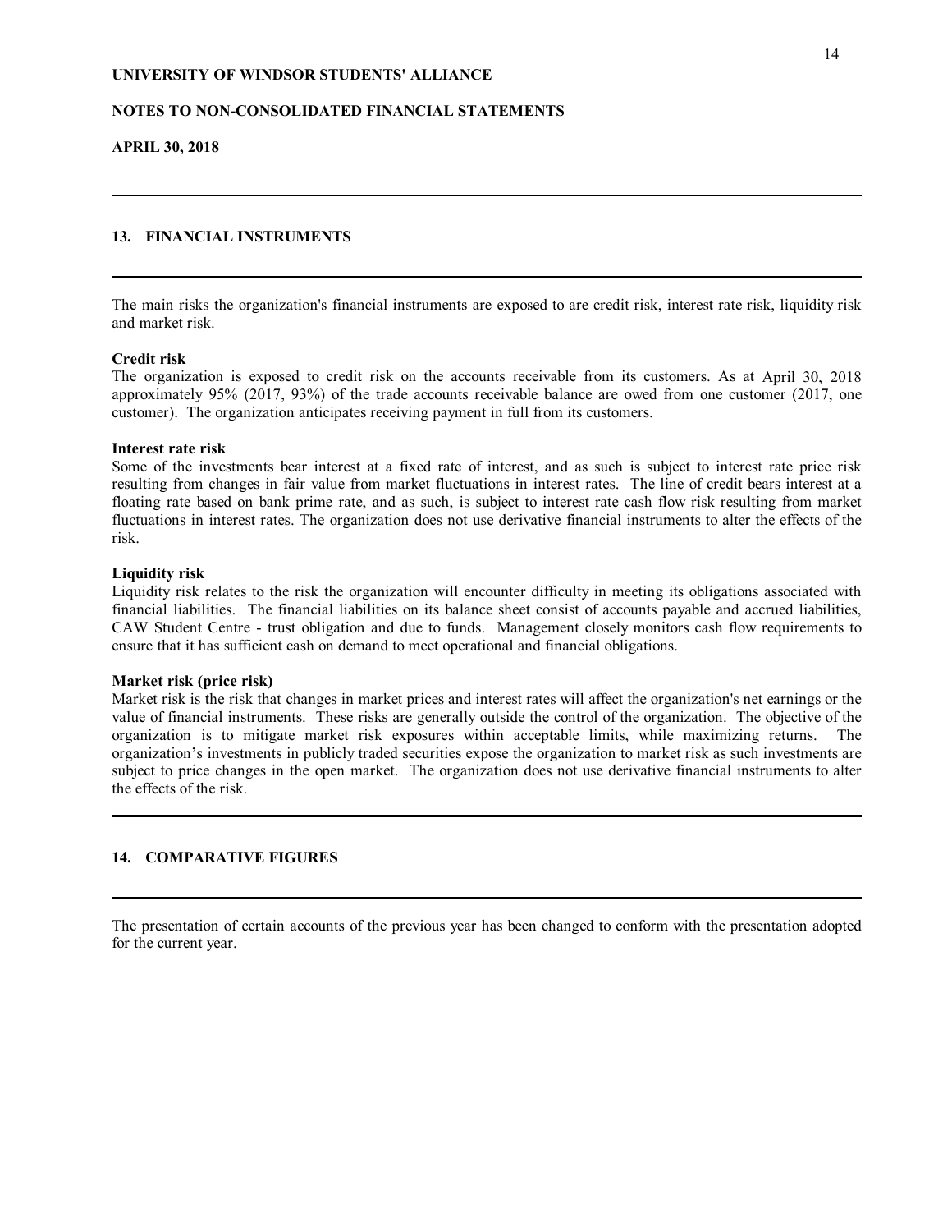**UNIVERSITY OF WINDSOR STUDENTS' ALLIANCE**

**NOTES TO NON-CONSOLIDATED FINANCIAL STATEMENTS**

**APRIL 30, 2018**

## 13. FINANCIAL INSTRUMENTS

The main risks the organization's financial instruments are exposed to are credit risk, interest rate risk, liquidity risk and market risk.

**Credit risk**

The organization is exposed to credit risk on the accounts receivable from its customers. As at April 30, 2018 approximately 95% (2017, 93%) of the trade accounts receivable balance are owed from one customer (2017, one customer). The organization anticipates receiving payment in full from its customers.

**Interest rate risk**

Some of the investments bear interest at a fixed rate of interest, and as such is subject to interest rate price risk resulting from changes in fair value from market fluctuations in interest rates. The line of credit bears interest at a floating rate based on bank prime rate, and as such, is subject to interest rate cash flow risk resulting from market fluctuations in interest rates. The organization does not use derivative financial instruments to alter the effects of the risk.

**Liquidity risk**

Liquidity risk relates to the risk the organization will encounter difficulty in meeting its obligations associated with financial liabilities. The financial liabilities on its balance sheet consist of accounts payable and accrued liabilities, CAW Student Centre - trust obligation and due to funds. Management closely monitors cash flow requirements to ensure that it has sufficient cash on demand to meet operational and financial obligations.

**Market risk (price risk)**

Market risk is the risk that changes in market prices and interest rates will affect the organization's net earnings or the value of financial instruments. These risks are generally outside the control of the organization. The objective of the organization is to mitigate market risk exposures within acceptable limits, while maximizing returns. The organization's investments in publicly traded securities expose the organization to market risk as such investments are subject to price changes in the open market. The organization does not use derivative financial instruments to alter the effects of the risk.

## 14. COMPARATIVE FIGURES

The presentation of certain accounts of the previous year has been changed to conform with the presentation adopted for the current year.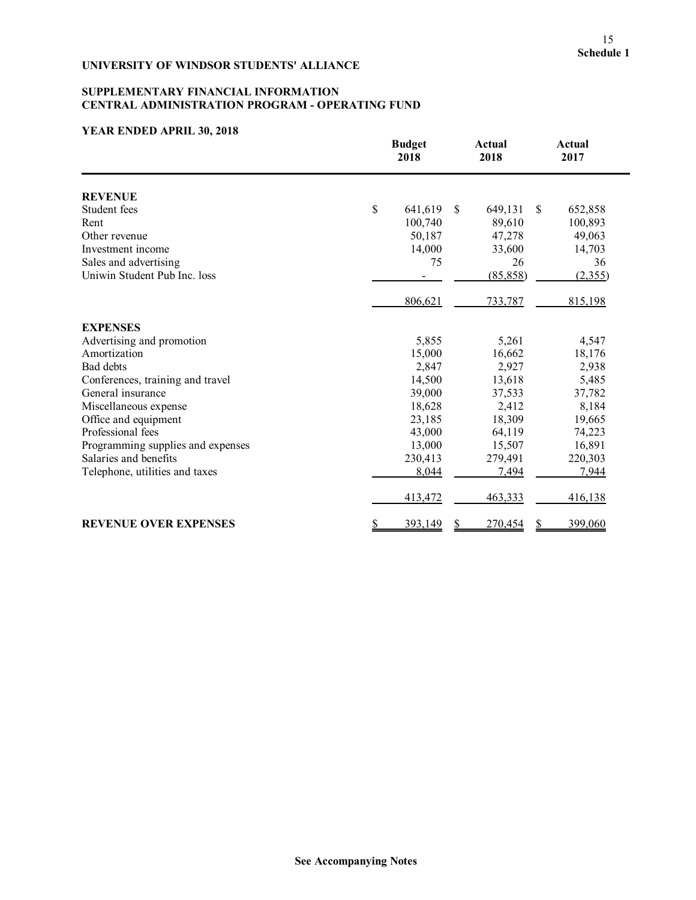Schedule 1

# UNIVERSITY OF WINDSOR STUDENTS' ALLIANCE

## SUPPLEMENTARY FINANCIAL INFORMATION
## CENTRAL ADMINISTRATION PROGRAM - OPERATING FUND

### YEAR ENDED APRIL 30, 2018

| | Budget 2018 | Actual 2018 | Actual 2017 |
|---|---|---|---|
| **REVENUE** | | | |
| Student fees | $ 641,619 | $ 649,131 | $ 652,858 |
| Rent | 100,740 | 89,610 | 100,893 |
| Other revenue | 50,187 | 47,278 | 49,063 |
| Investment income | 14,000 | 33,600 | 14,703 |
| Sales and advertising | 75 | 26 | 36 |
| Uniwin Student Pub Inc. loss | - | (85,858) | (2,355) |
| | 806,621 | 733,787 | 815,198 |
| **EXPENSES** | | | |
| Advertising and promotion | 5,855 | 5,261 | 4,547 |
| Amortization | 15,000 | 16,662 | 18,176 |
| Bad debts | 2,847 | 2,927 | 2,938 |
| Conferences, training and travel | 14,500 | 13,618 | 5,485 |
| General insurance | 39,000 | 37,533 | 37,782 |
| Miscellaneous expense | 18,628 | 2,412 | 8,184 |
| Office and equipment | 23,185 | 18,309 | 19,665 |
| Professional fees | 43,000 | 64,119 | 74,223 |
| Programming supplies and expenses | 13,000 | 15,507 | 16,891 |
| Salaries and benefits | 230,413 | 279,491 | 220,303 |
| Telephone, utilities and taxes | 8,044 | 7,494 | 7,944 |
| | 413,472 | 463,333 | 416,138 |
| **REVENUE OVER EXPENSES** | $ 393,149 | $ 270,454 | $ 399,060 |

**See Accompanying Notes**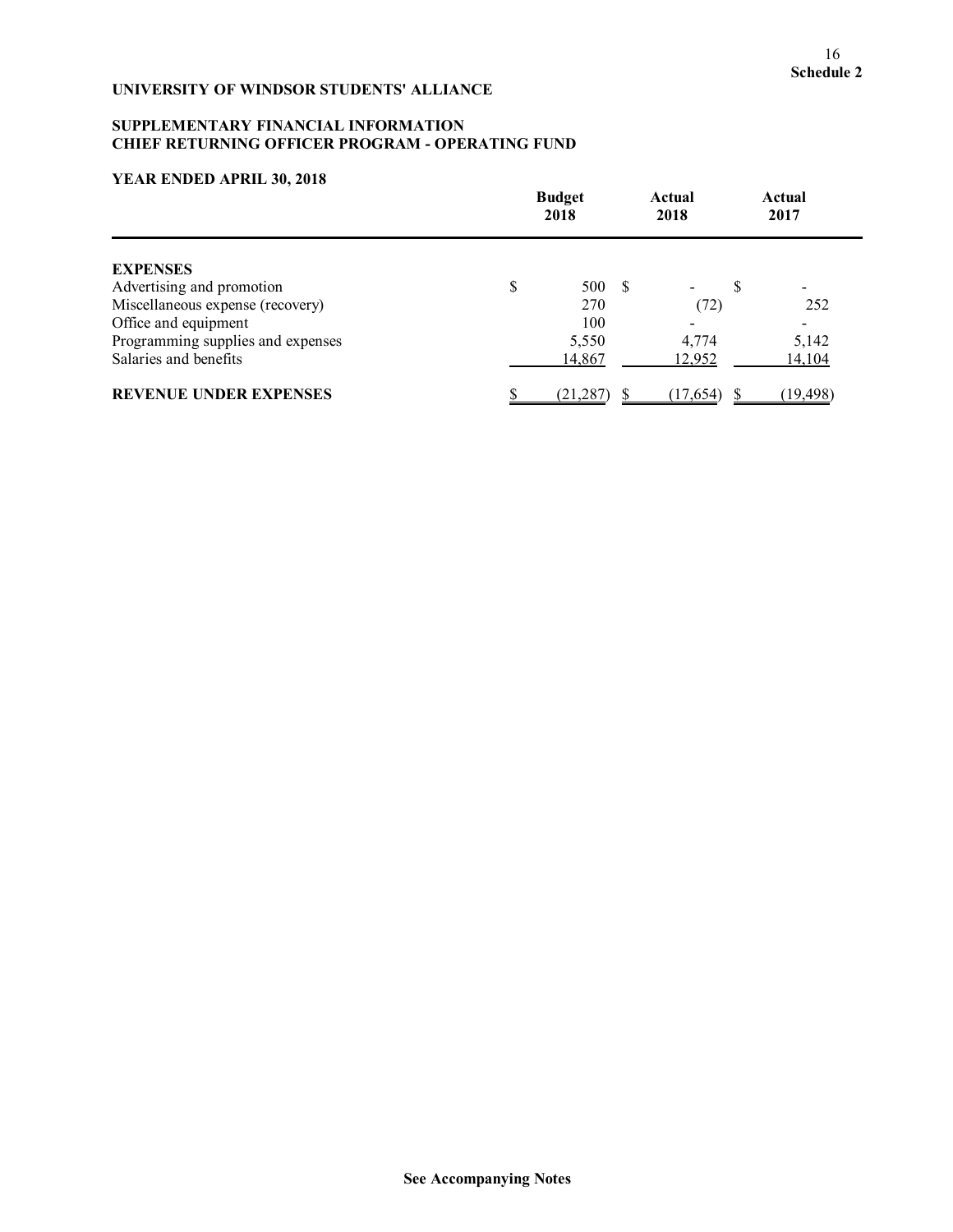**Schedule 2**

**UNIVERSITY OF WINDSOR STUDENTS' ALLIANCE**

**SUPPLEMENTARY FINANCIAL INFORMATION**
**CHIEF RETURNING OFFICER PROGRAM - OPERATING FUND**

**YEAR ENDED APRIL 30, 2018**

| | Budget 2018 | Actual 2018 | Actual 2017 |
|---|---|---|---|
| **EXPENSES** | | | |
| Advertising and promotion | $ 500 | $ - | $ - |
| Miscellaneous expense (recovery) | 270 | (72) | 252 |
| Office and equipment | 100 | - | - |
| Programming supplies and expenses | 5,550 | 4,774 | 5,142 |
| Salaries and benefits | 14,867 | 12,952 | 14,104 |
| **REVENUE UNDER EXPENSES** | $ (21,287) | $ (17,654) | $ (19,498) |

**See Accompanying Notes**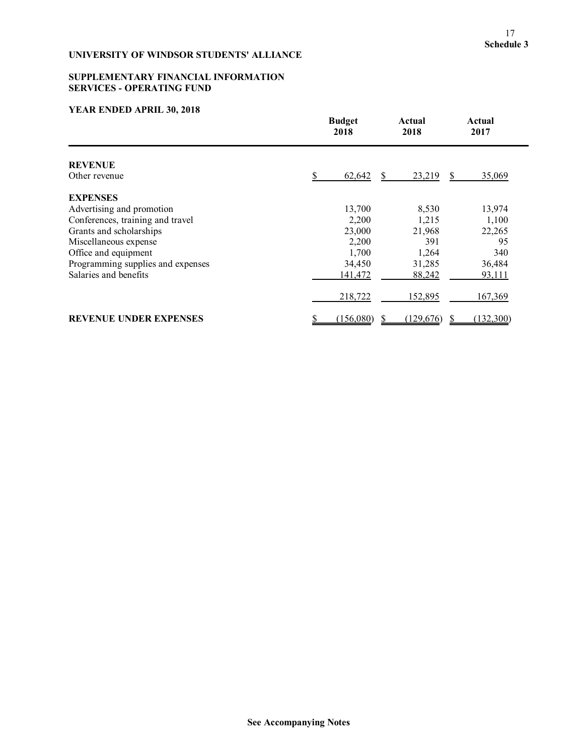**Schedule 3**

**UNIVERSITY OF WINDSOR STUDENTS' ALLIANCE**

**SUPPLEMENTARY FINANCIAL INFORMATION**
**SERVICES - OPERATING FUND**

**YEAR ENDED APRIL 30, 2018**

| | Budget 2018 | Actual 2018 | Actual 2017 |
|---|---|---|---|
| **REVENUE** | | | |
| Other revenue | $ 62,642 | $ 23,219 | $ 35,069 |
| **EXPENSES** | | | |
| Advertising and promotion | 13,700 | 8,530 | 13,974 |
| Conferences, training and travel | 2,200 | 1,215 | 1,100 |
| Grants and scholarships | 23,000 | 21,968 | 22,265 |
| Miscellaneous expense | 2,200 | 391 | 95 |
| Office and equipment | 1,700 | 1,264 | 340 |
| Programming supplies and expenses | 34,450 | 31,285 | 36,484 |
| Salaries and benefits | 141,472 | 88,242 | 93,111 |
| | 218,722 | 152,895 | 167,369 |
| **REVENUE UNDER EXPENSES** | $ (156,080) | $ (129,676) | $ (132,300) |

**See Accompanying Notes**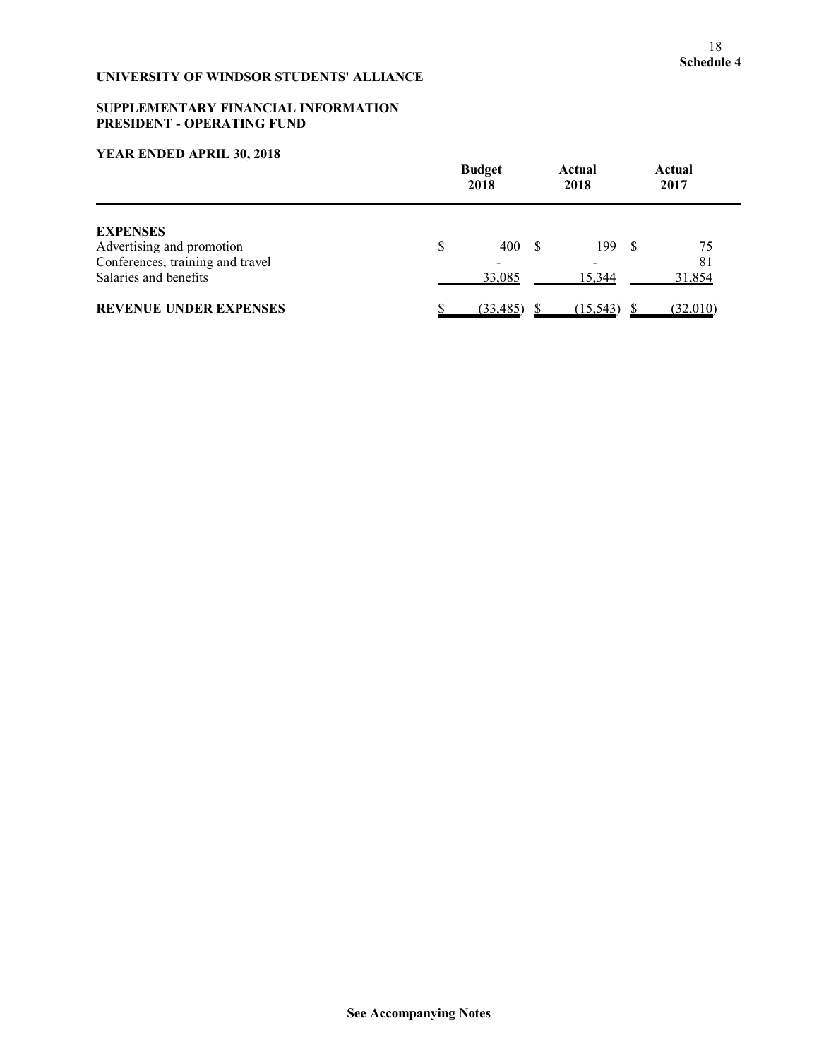**Schedule 4**

**UNIVERSITY OF WINDSOR STUDENTS' ALLIANCE**

**SUPPLEMENTARY FINANCIAL INFORMATION**
**PRESIDENT - OPERATING FUND**

**YEAR ENDED APRIL 30, 2018**

| | Budget 2018 | Actual 2018 | Actual 2017 |
|---|---|---|---|
| **EXPENSES** | | | |
| Advertising and promotion | $ 400 | $ 199 | $ 75 |
| Conferences, training and travel | - | - | 81 |
| Salaries and benefits | 33,085 | 15,344 | 31,854 |
| **REVENUE UNDER EXPENSES** | $ (33,485) | $ (15,543) | $ (32,010) |

**See Accompanying Notes**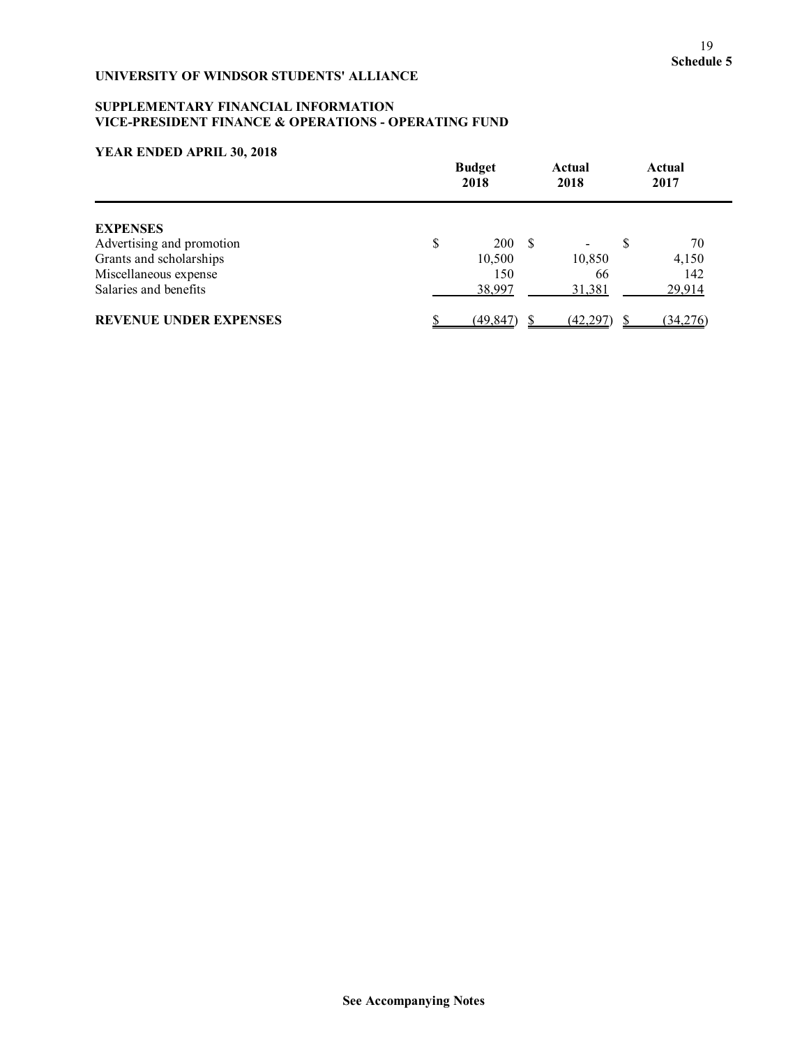**Schedule 5**

**UNIVERSITY OF WINDSOR STUDENTS' ALLIANCE**

**SUPPLEMENTARY FINANCIAL INFORMATION**
**VICE-PRESIDENT FINANCE & OPERATIONS - OPERATING FUND**

**YEAR ENDED APRIL 30, 2018**

| | Budget 2018 | Actual 2018 | Actual 2017 |
|---|---|---|---|
| **EXPENSES** | | | |
| Advertising and promotion | $ 200 | $ - | $ 70 |
| Grants and scholarships | 10,500 | 10,850 | 4,150 |
| Miscellaneous expense | 150 | 66 | 142 |
| Salaries and benefits | 38,997 | 31,381 | 29,914 |
| **REVENUE UNDER EXPENSES** | $ (49,847) | $ (42,297) | $ (34,276) |

**See Accompanying Notes**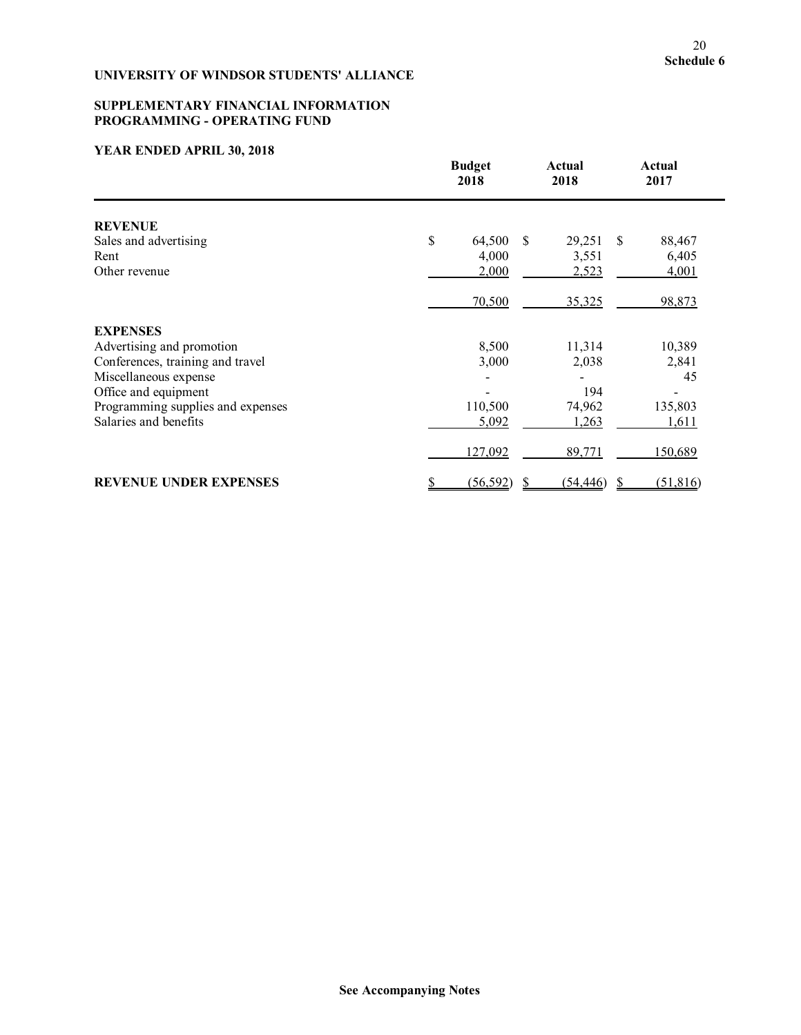**Schedule 6**

**UNIVERSITY OF WINDSOR STUDENTS' ALLIANCE**

**SUPPLEMENTARY FINANCIAL INFORMATION**
**PROGRAMMING - OPERATING FUND**

**YEAR ENDED APRIL 30, 2018**

| | Budget 2018 | Actual 2018 | Actual 2017 |
|---|---|---|---|
| **REVENUE** | | | |
| Sales and advertising | $ 64,500 | $ 29,251 | $ 88,467 |
| Rent | 4,000 | 3,551 | 6,405 |
| Other revenue | 2,000 | 2,523 | 4,001 |
| | 70,500 | 35,325 | 98,873 |
| **EXPENSES** | | | |
| Advertising and promotion | 8,500 | 11,314 | 10,389 |
| Conferences, training and travel | 3,000 | 2,038 | 2,841 |
| Miscellaneous expense | - | - | 45 |
| Office and equipment | - | 194 | - |
| Programming supplies and expenses | 110,500 | 74,962 | 135,803 |
| Salaries and benefits | 5,092 | 1,263 | 1,611 |
| | 127,092 | 89,771 | 150,689 |
| **REVENUE UNDER EXPENSES** | $ (56,592) | $ (54,446) | $ (51,816) |

**See Accompanying Notes**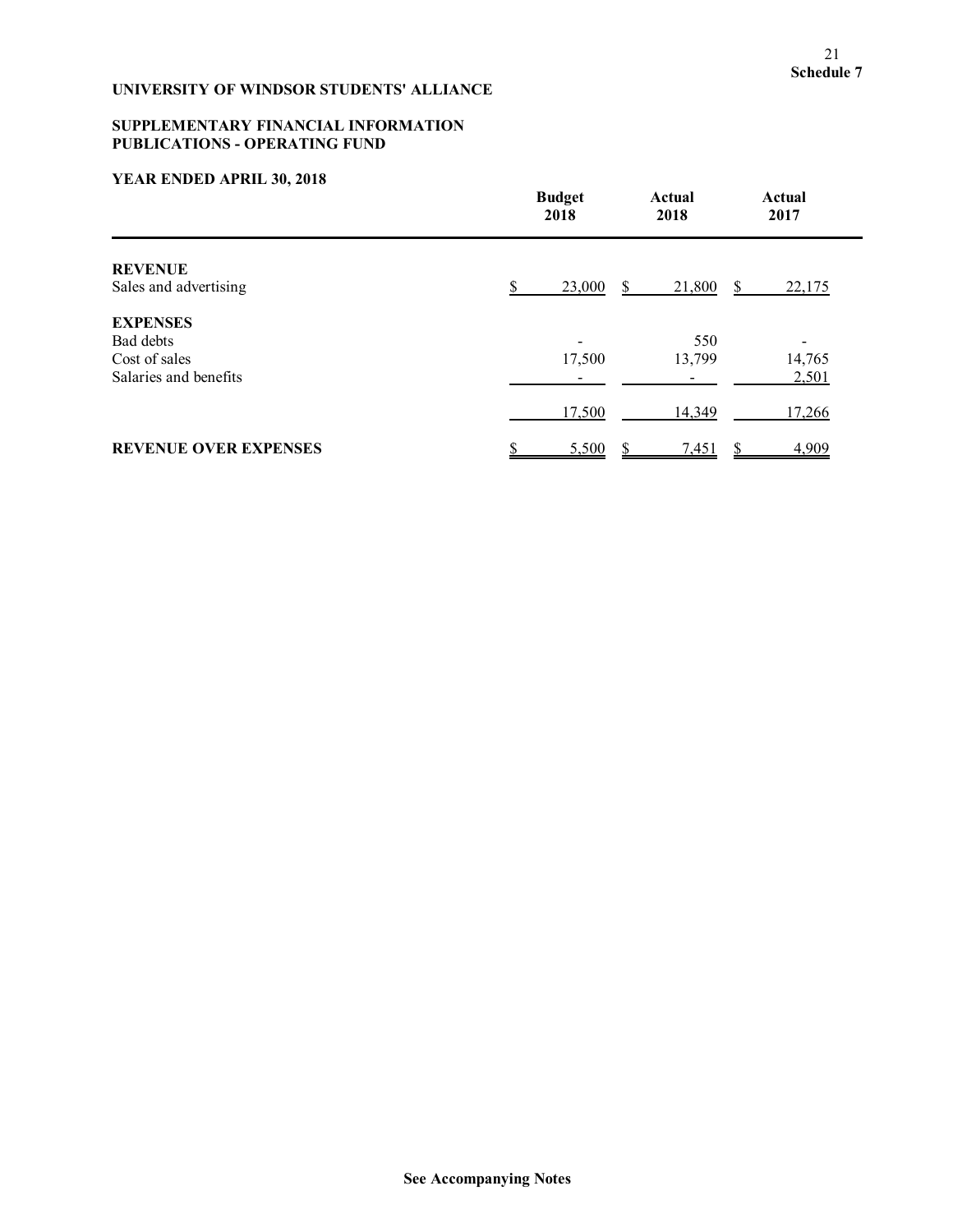**Schedule 7**

**UNIVERSITY OF WINDSOR STUDENTS' ALLIANCE**

**SUPPLEMENTARY FINANCIAL INFORMATION**
**PUBLICATIONS - OPERATING FUND**

**YEAR ENDED APRIL 30, 2018**

| | Budget 2018 | Actual 2018 | Actual 2017 |
|---|---|---|---|
| **REVENUE** | | | |
| Sales and advertising | $ 23,000 | $ 21,800 | $ 22,175 |
| **EXPENSES** | | | |
| Bad debts | - | 550 | - |
| Cost of sales | 17,500 | 13,799 | 14,765 |
| Salaries and benefits | - | - | 2,501 |
| | 17,500 | 14,349 | 17,266 |
| **REVENUE OVER EXPENSES** | $ 5,500 | $ 7,451 | $ 4,909 |

**See Accompanying Notes**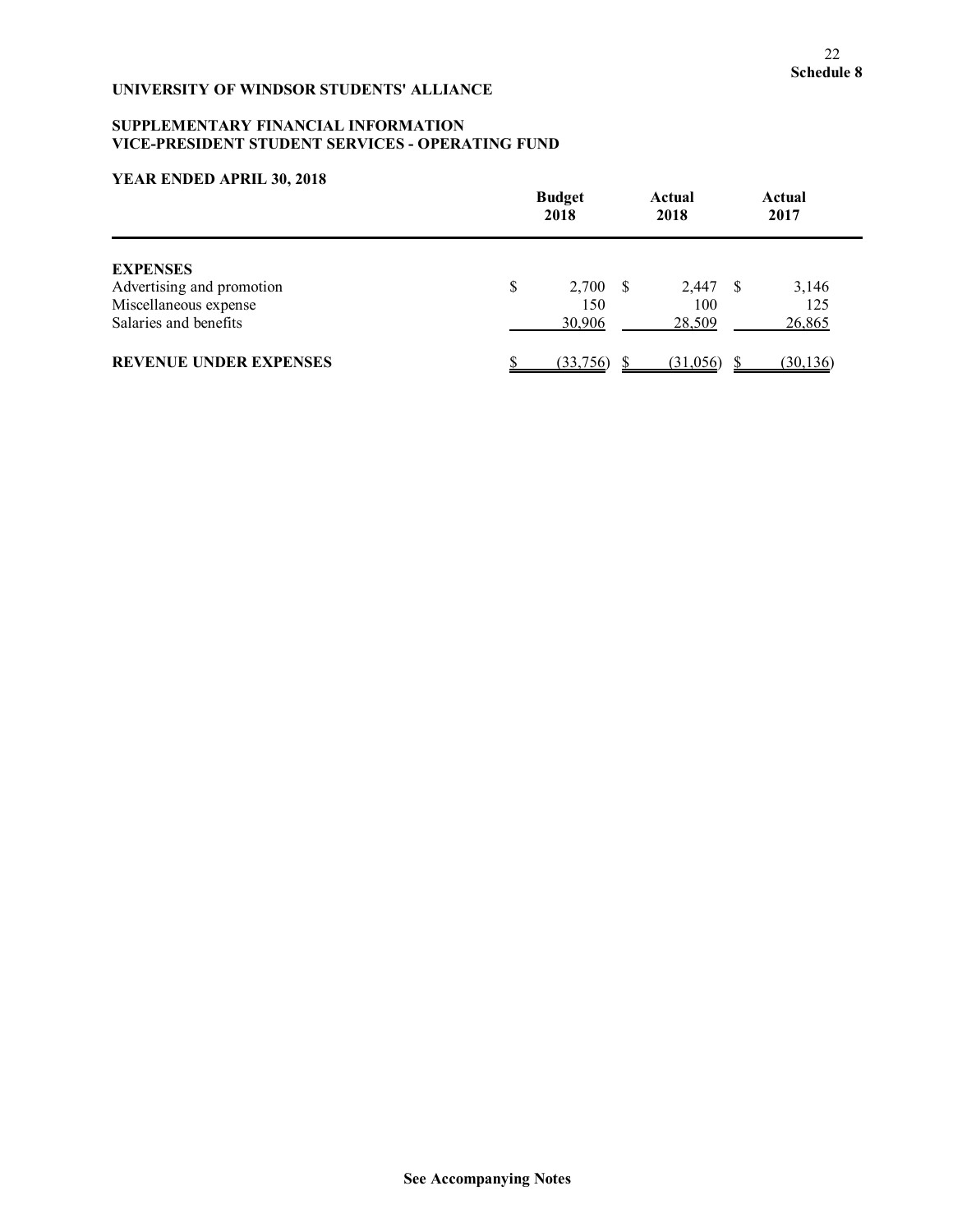**Schedule 8**

**UNIVERSITY OF WINDSOR STUDENTS' ALLIANCE**

**SUPPLEMENTARY FINANCIAL INFORMATION**
**VICE-PRESIDENT STUDENT SERVICES - OPERATING FUND**

**YEAR ENDED APRIL 30, 2018**

| | Budget 2018 | Actual 2018 | Actual 2017 |
|---|---|---|---|
| **EXPENSES** | | | |
| Advertising and promotion | $ 2,700 | $ 2,447 | $ 3,146 |
| Miscellaneous expense | 150 | 100 | 125 |
| Salaries and benefits | 30,906 | 28,509 | 26,865 |
| **REVENUE UNDER EXPENSES** | $ (33,756) | $ (31,056) | $ (30,136) |

**See Accompanying Notes**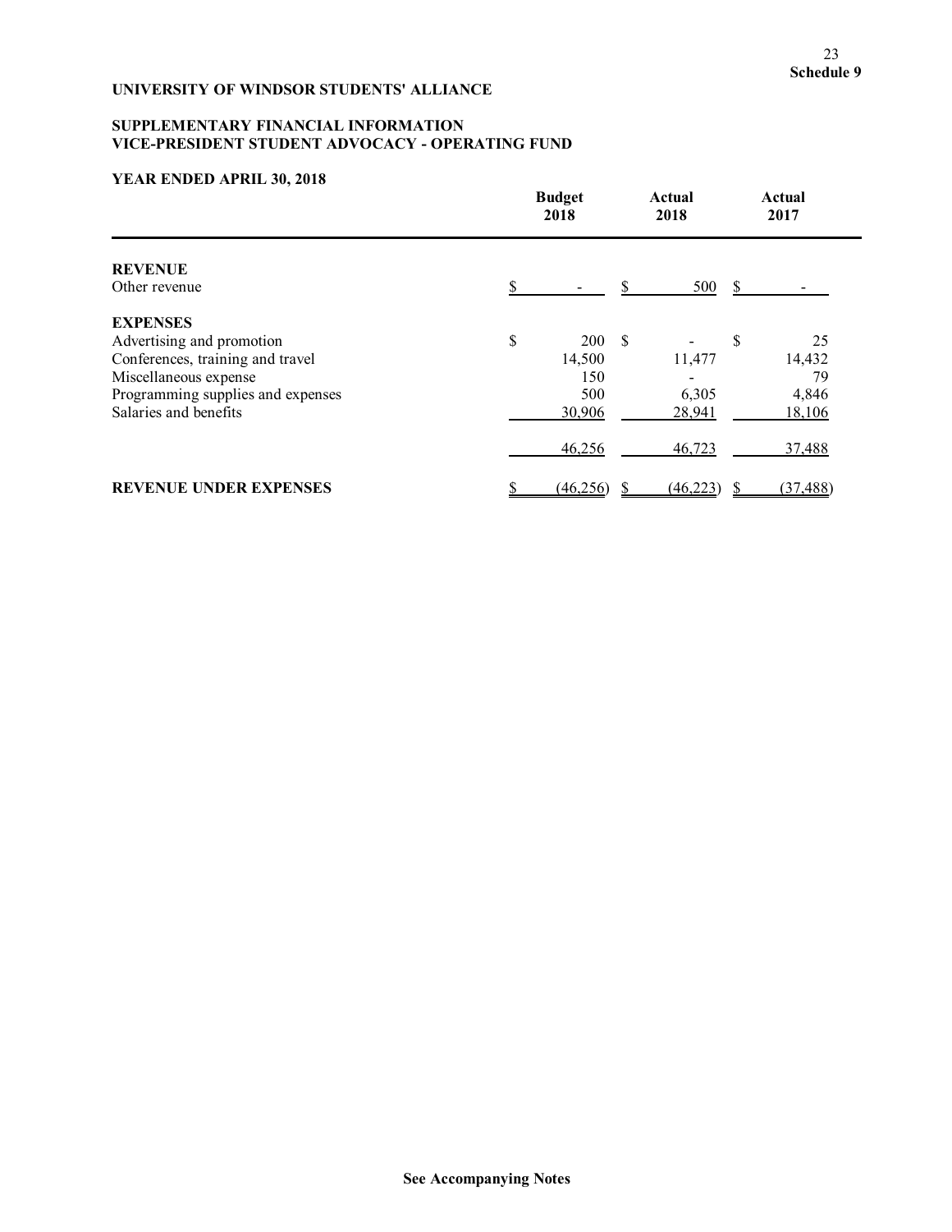**Schedule 9**

**UNIVERSITY OF WINDSOR STUDENTS' ALLIANCE**

**SUPPLEMENTARY FINANCIAL INFORMATION**
**VICE-PRESIDENT STUDENT ADVOCACY - OPERATING FUND**

**YEAR ENDED APRIL 30, 2018**

| | Budget 2018 | Actual 2018 | Actual 2017 |
|---|---|---|---|
| **REVENUE** | | | |
| Other revenue | $ - | $ 500 | $ - |
| **EXPENSES** | | | |
| Advertising and promotion | $ 200 | $ - | $ 25 |
| Conferences, training and travel | 14,500 | 11,477 | 14,432 |
| Miscellaneous expense | 150 | - | 79 |
| Programming supplies and expenses | 500 | 6,305 | 4,846 |
| Salaries and benefits | 30,906 | 28,941 | 18,106 |
| | 46,256 | 46,723 | 37,488 |
| **REVENUE UNDER EXPENSES** | $ (46,256) | $ (46,223) | $ (37,488) |

**See Accompanying Notes**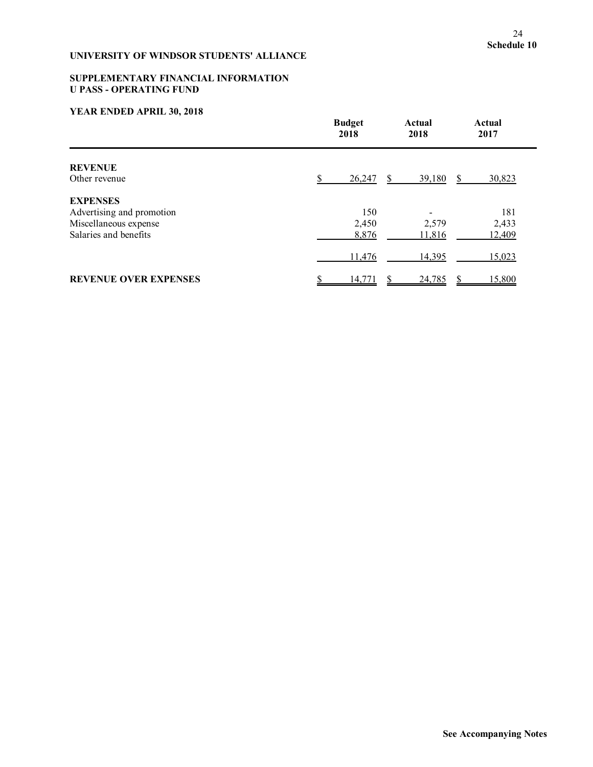**Schedule 10**

**UNIVERSITY OF WINDSOR STUDENTS' ALLIANCE**

**SUPPLEMENTARY FINANCIAL INFORMATION**
**U PASS - OPERATING FUND**

**YEAR ENDED APRIL 30, 2018**

| | Budget 2018 | Actual 2018 | Actual 2017 |
|---|---|---|---|
| **REVENUE** | | | |
| Other revenue | $ 26,247 | $ 39,180 | $ 30,823 |
| **EXPENSES** | | | |
| Advertising and promotion | 150 | - | 181 |
| Miscellaneous expense | 2,450 | 2,579 | 2,433 |
| Salaries and benefits | 8,876 | 11,816 | 12,409 |
| | 11,476 | 14,395 | 15,023 |
| **REVENUE OVER EXPENSES** | $ 14,771 | $ 24,785 | $ 15,800 |

**See Accompanying Notes**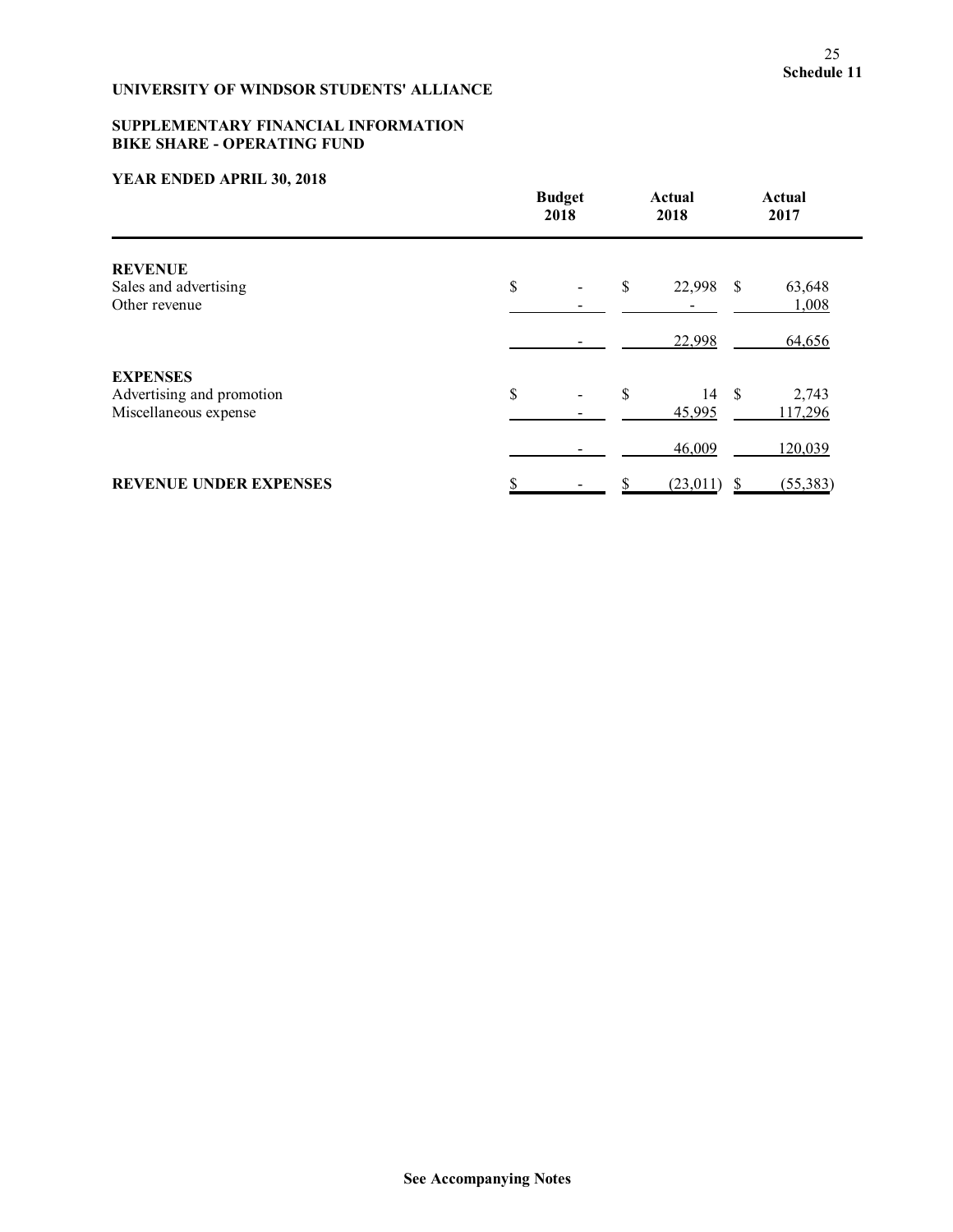**Schedule 11**

**UNIVERSITY OF WINDSOR STUDENTS' ALLIANCE**

**SUPPLEMENTARY FINANCIAL INFORMATION**
**BIKE SHARE - OPERATING FUND**

**YEAR ENDED APRIL 30, 2018**

| | Budget 2018 | Actual 2018 | Actual 2017 |
|---|---|---|---|
| **REVENUE** | | | |
| Sales and advertising | $ - | $ 22,998 | $ 63,648 |
| Other revenue | - | - | 1,008 |
| | - | 22,998 | 64,656 |
| **EXPENSES** | | | |
| Advertising and promotion | $ - | $ 14 | $ 2,743 |
| Miscellaneous expense | - | 45,995 | 117,296 |
| | - | 46,009 | 120,039 |
| **REVENUE UNDER EXPENSES** | $ - | $ (23,011) | $ (55,383) |

**See Accompanying Notes**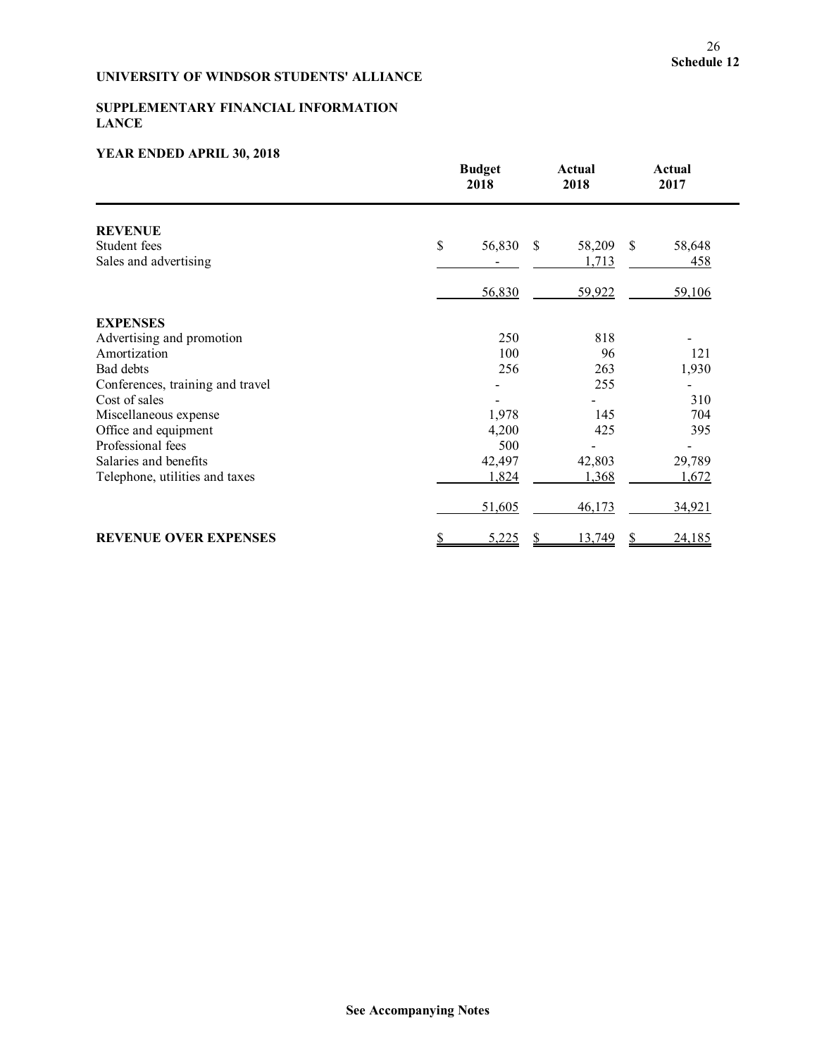**Schedule 12**

**UNIVERSITY OF WINDSOR STUDENTS' ALLIANCE**

**SUPPLEMENTARY FINANCIAL INFORMATION**
**LANCE**

**YEAR ENDED APRIL 30, 2018**

| | Budget 2018 | Actual 2018 | Actual 2017 |
|---|---|---|---|
| **REVENUE** | | | |
| Student fees | $ 56,830 | $ 58,209 | $ 58,648 |
| Sales and advertising | - | 1,713 | 458 |
| | 56,830 | 59,922 | 59,106 |
| **EXPENSES** | | | |
| Advertising and promotion | 250 | 818 | - |
| Amortization | 100 | 96 | 121 |
| Bad debts | 256 | 263 | 1,930 |
| Conferences, training and travel | - | 255 | - |
| Cost of sales | - | - | 310 |
| Miscellaneous expense | 1,978 | 145 | 704 |
| Office and equipment | 4,200 | 425 | 395 |
| Professional fees | 500 | - | - |
| Salaries and benefits | 42,497 | 42,803 | 29,789 |
| Telephone, utilities and taxes | 1,824 | 1,368 | 1,672 |
| | 51,605 | 46,173 | 34,921 |
| **REVENUE OVER EXPENSES** | $ 5,225 | $ 13,749 | $ 24,185 |

**See Accompanying Notes**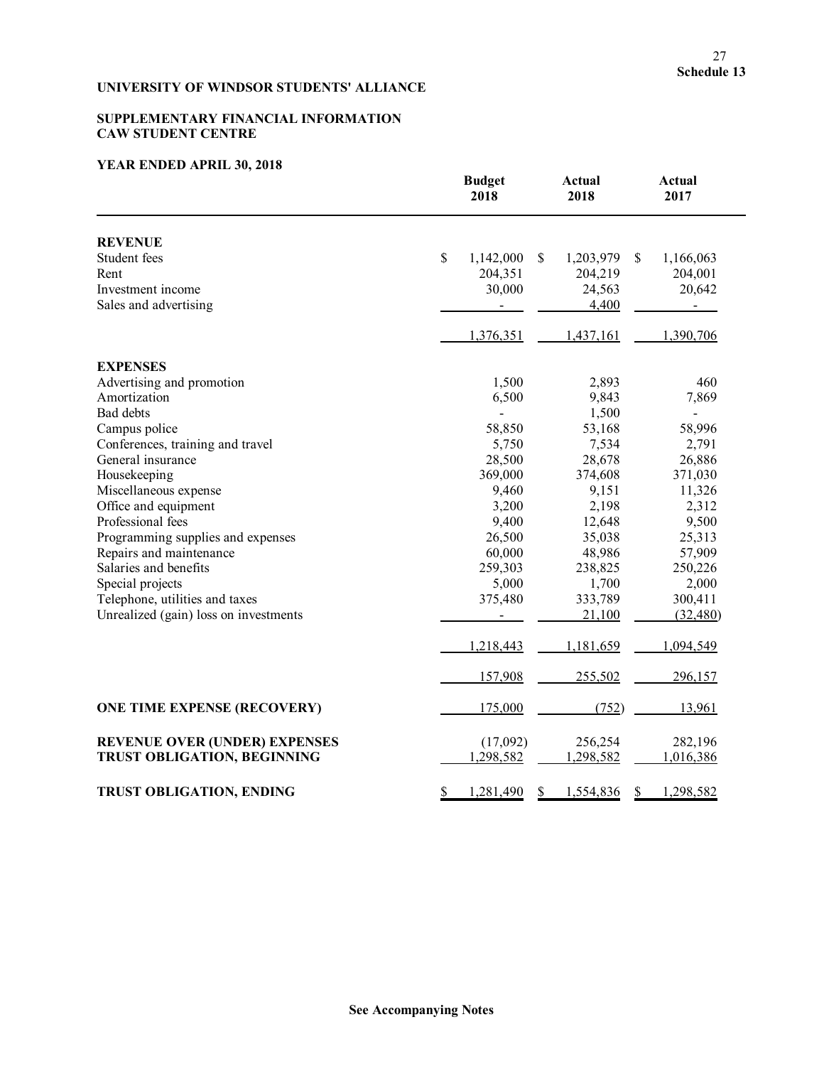Schedule 13

**UNIVERSITY OF WINDSOR STUDENTS' ALLIANCE**

**SUPPLEMENTARY FINANCIAL INFORMATION**
**CAW STUDENT CENTRE**

**YEAR ENDED APRIL 30, 2018**

| | Budget 2018 | Actual 2018 | Actual 2017 |
|---|---|---|---|
| **REVENUE** | | | |
| Student fees | $ 1,142,000 | $ 1,203,979 | $ 1,166,063 |
| Rent | 204,351 | 204,219 | 204,001 |
| Investment income | 30,000 | 24,563 | 20,642 |
| Sales and advertising | - | 4,400 | - |
| | 1,376,351 | 1,437,161 | 1,390,706 |
| **EXPENSES** | | | |
| Advertising and promotion | 1,500 | 2,893 | 460 |
| Amortization | 6,500 | 9,843 | 7,869 |
| Bad debts | - | 1,500 | - |
| Campus police | 58,850 | 53,168 | 58,996 |
| Conferences, training and travel | 5,750 | 7,534 | 2,791 |
| General insurance | 28,500 | 28,678 | 26,886 |
| Housekeeping | 369,000 | 374,608 | 371,030 |
| Miscellaneous expense | 9,460 | 9,151 | 11,326 |
| Office and equipment | 3,200 | 2,198 | 2,312 |
| Professional fees | 9,400 | 12,648 | 9,500 |
| Programming supplies and expenses | 26,500 | 35,038 | 25,313 |
| Repairs and maintenance | 60,000 | 48,986 | 57,909 |
| Salaries and benefits | 259,303 | 238,825 | 250,226 |
| Special projects | 5,000 | 1,700 | 2,000 |
| Telephone, utilities and taxes | 375,480 | 333,789 | 300,411 |
| Unrealized (gain) loss on investments | - | 21,100 | (32,480) |
| | 1,218,443 | 1,181,659 | 1,094,549 |
| | 157,908 | 255,502 | 296,157 |
| **ONE TIME EXPENSE (RECOVERY)** | 175,000 | (752) | 13,961 |
| **REVENUE OVER (UNDER) EXPENSES** | (17,092) | 256,254 | 282,196 |
| **TRUST OBLIGATION, BEGINNING** | 1,298,582 | 1,298,582 | 1,016,386 |
| **TRUST OBLIGATION, ENDING** | $ 1,281,490 | $ 1,554,836 | $ 1,298,582 |

**See Accompanying Notes**